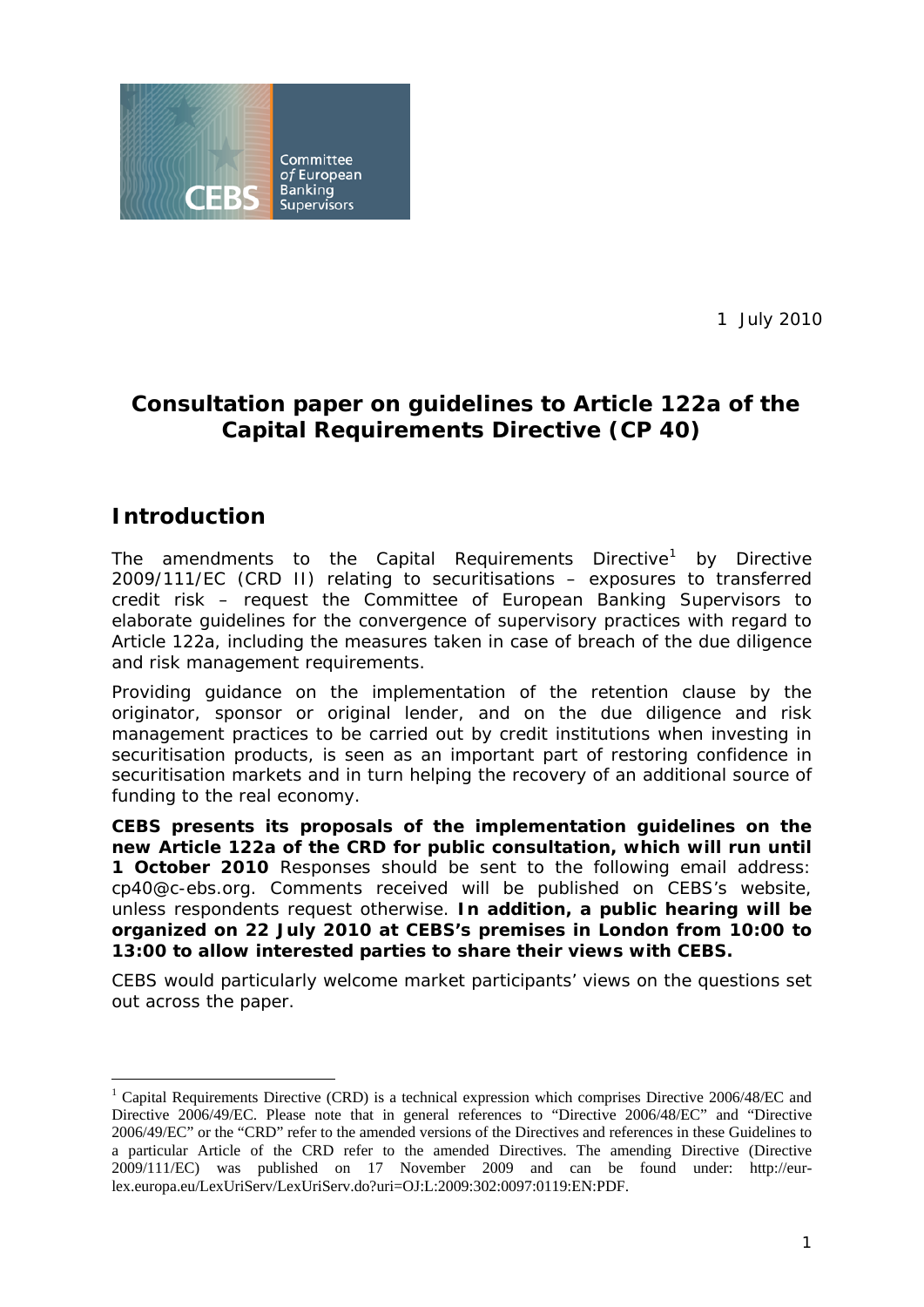Committee of European Banking Supervisors

1 July 2010

# Consultation paper on guidelines to Article 122a of the Capital Requirements Directive (CP 40)

## Introduction

The amendments to the Capital Requirements Directive[1] by Directive 2009/111/EC (CRD II) relating to securitisations – exposures to transferred credit risk – request the Committee of European Banking Supervisors to elaborate guidelines for the convergence of supervisory practices with regard to Article 122a, including the measures taken in case of breach of the due diligence and risk management requirements.

Providing guidance on the implementation of the retention clause by the originator, sponsor or original lender, and on the due diligence and risk management practices to be carried out by credit institutions when investing in securitisation products, is seen as an important part of restoring confidence in securitisation markets and in turn helping the recovery of an additional source of funding to the real economy.

**CEBS presents its proposals of the implementation guidelines on the new Article 122a of the CRD for public consultation, which will run until 1 October 2010** Responses should be sent to the following email address: cp40@c-ebs.org. Comments received will be published on CEBS's website, unless respondents request otherwise. **In addition, a public hearing will be organized on 22 July 2010 at CEBS's premises in London from 10:00 to 13:00 to allow interested parties to share their views with CEBS.**

CEBS would particularly welcome market participants' views on the questions set out across the paper.

[1] Capital Requirements Directive (CRD) is a technical expression which comprises Directive 2006/48/EC and Directive 2006/49/EC. Please note that in general references to "Directive 2006/48/EC" and "Directive 2006/49/EC" or the "CRD" refer to the amended versions of the Directives and references in these Guidelines to a particular Article of the CRD refer to the amended Directives. The amending Directive (Directive 2009/111/EC) was published on 17 November 2009 and can be found under: http://eur-lex.europa.eu/LexUriServ/LexUriServ.do?uri=OJ:L:2009:302:0097:0119:EN:PDF.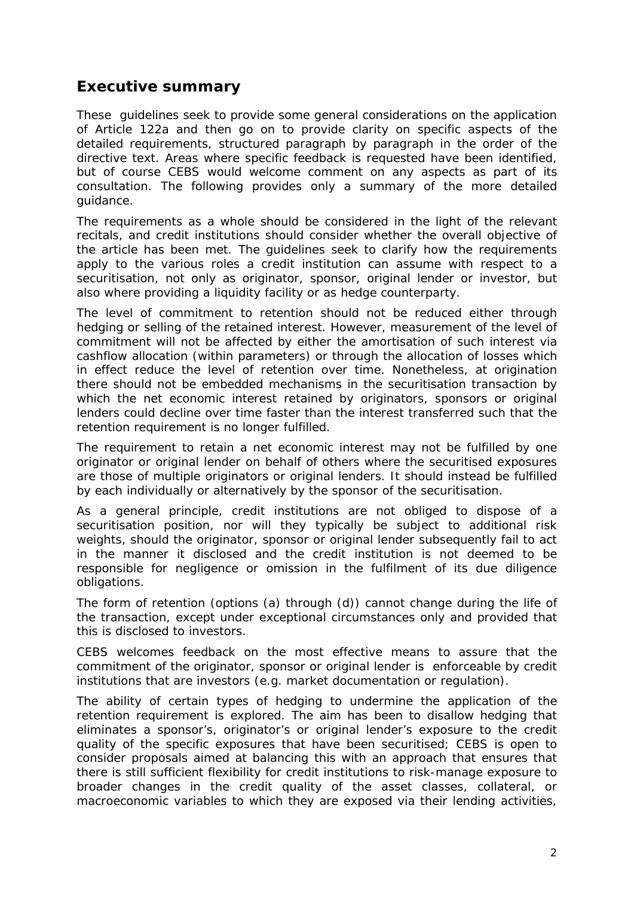## Executive summary

These guidelines seek to provide some general considerations on the application of Article 122a and then go on to provide clarity on specific aspects of the detailed requirements, structured paragraph by paragraph in the order of the directive text. Areas where specific feedback is requested have been identified, but of course CEBS would welcome comment on any aspects as part of its consultation. The following provides only a summary of the more detailed guidance.

The requirements as a whole should be considered in the light of the relevant recitals, and credit institutions should consider whether the overall objective of the article has been met. The guidelines seek to clarify how the requirements apply to the various roles a credit institution can assume with respect to a securitisation, not only as originator, sponsor, original lender or investor, but also where providing a liquidity facility or as hedge counterparty.

The level of commitment to retention should not be reduced either through hedging or selling of the retained interest. However, measurement of the level of commitment will not be affected by either the amortisation of such interest via cashflow allocation (within parameters) or through the allocation of losses which in effect reduce the level of retention over time. Nonetheless, at origination there should not be embedded mechanisms in the securitisation transaction by which the net economic interest retained by originators, sponsors or original lenders could decline over time faster than the interest transferred such that the retention requirement is no longer fulfilled.

The requirement to retain a net economic interest may not be fulfilled by one originator or original lender on behalf of others where the securitised exposures are those of multiple originators or original lenders. It should instead be fulfilled by each individually or alternatively by the sponsor of the securitisation.

As a general principle, credit institutions are not obliged to dispose of a securitisation position, nor will they typically be subject to additional risk weights, should the originator, sponsor or original lender subsequently fail to act in the manner it disclosed and the credit institution is not deemed to be responsible for negligence or omission in the fulfilment of its due diligence obligations.

The form of retention (options (a) through (d)) cannot change during the life of the transaction, except under exceptional circumstances only and provided that this is disclosed to investors.

CEBS welcomes feedback on the most effective means to assure that the commitment of the originator, sponsor or original lender is enforceable by credit institutions that are investors (e.g. market documentation or regulation).

The ability of certain types of hedging to undermine the application of the retention requirement is explored. The aim has been to disallow hedging that eliminates a sponsor's, originator's or original lender's exposure to the credit quality of the specific exposures that have been securitised; CEBS is open to consider proposals aimed at balancing this with an approach that ensures that there is still sufficient flexibility for credit institutions to risk-manage exposure to broader changes in the credit quality of the asset classes, collateral, or macroeconomic variables to which they are exposed via their lending activities,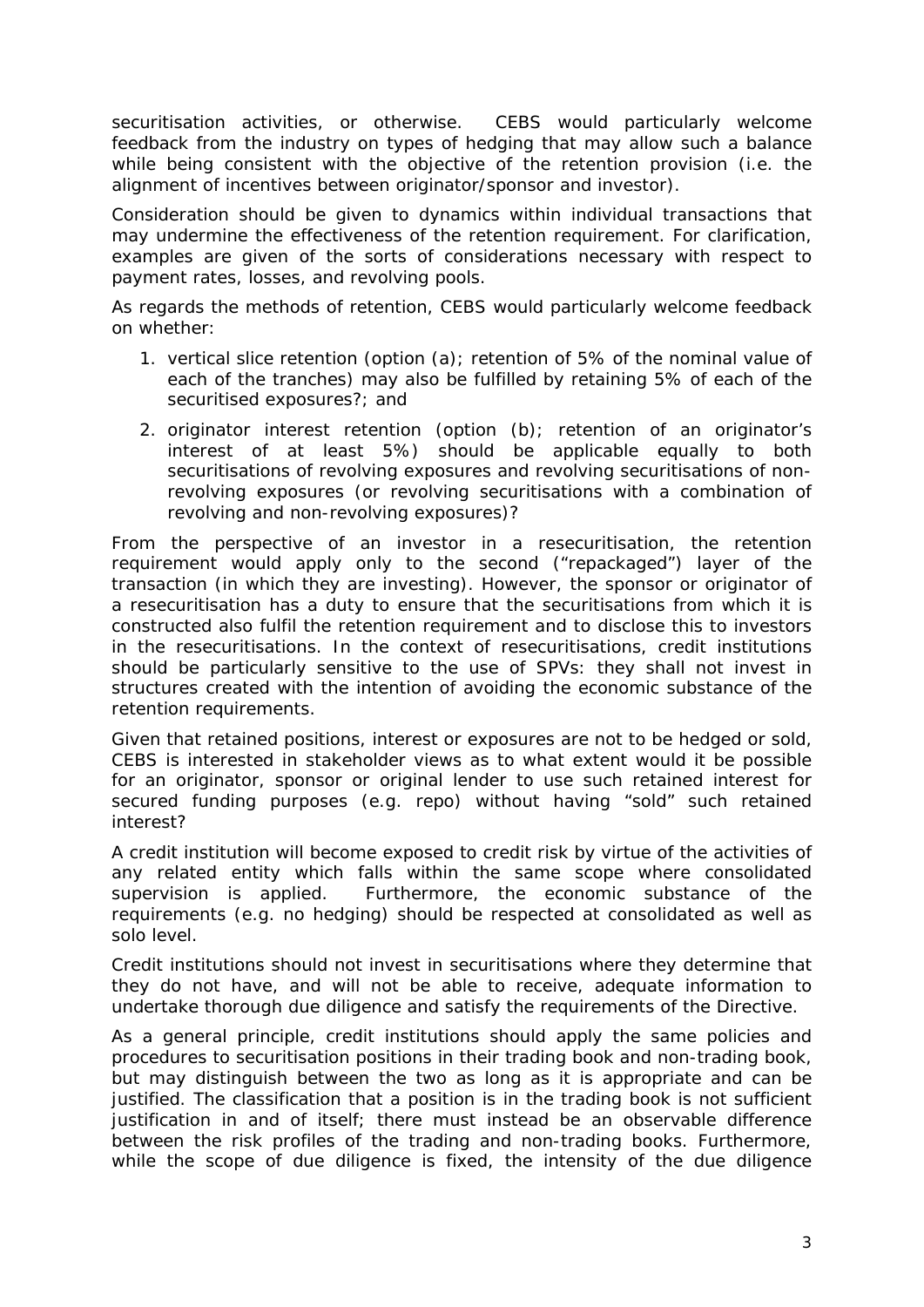securitisation activities, or otherwise. CEBS would particularly welcome feedback from the industry on types of hedging that may allow such a balance while being consistent with the objective of the retention provision (i.e. the alignment of incentives between originator/sponsor and investor).

Consideration should be given to dynamics within individual transactions that may undermine the effectiveness of the retention requirement. For clarification, examples are given of the sorts of considerations necessary with respect to payment rates, losses, and revolving pools.

As regards the methods of retention, CEBS would particularly welcome feedback on whether:

1. vertical slice retention (option (a); retention of 5% of the nominal value of each of the tranches) may also be fulfilled by retaining 5% of each of the securitised exposures?; and
2. originator interest retention (option (b); retention of an originator's interest of at least 5%) should be applicable equally to both securitisations of revolving exposures and revolving securitisations of non-revolving exposures (or revolving securitisations with a combination of revolving and non-revolving exposures)?

From the perspective of an investor in a resecuritisation, the retention requirement would apply only to the second ("repackaged") layer of the transaction (in which they are investing). However, the sponsor or originator of a resecuritisation has a duty to ensure that the securitisations from which it is constructed also fulfil the retention requirement and to disclose this to investors in the resecuritisations. In the context of resecuritisations, credit institutions should be particularly sensitive to the use of SPVs: they shall not invest in structures created with the intention of avoiding the economic substance of the retention requirements.

Given that retained positions, interest or exposures are not to be hedged or sold, CEBS is interested in stakeholder views as to what extent would it be possible for an originator, sponsor or original lender to use such retained interest for secured funding purposes (e.g. repo) without having "sold" such retained interest?

A credit institution will become exposed to credit risk by virtue of the activities of any related entity which falls within the same scope where consolidated supervision is applied. Furthermore, the economic substance of the requirements (e.g. no hedging) should be respected at consolidated as well as solo level.

Credit institutions should not invest in securitisations where they determine that they do not have, and will not be able to receive, adequate information to undertake thorough due diligence and satisfy the requirements of the Directive.

As a general principle, credit institutions should apply the same policies and procedures to securitisation positions in their trading book and non-trading book, but may distinguish between the two as long as it is appropriate and can be justified. The classification that a position is in the trading book is not sufficient justification in and of itself; there must instead be an observable difference between the risk profiles of the trading and non-trading books. Furthermore, while the scope of due diligence is fixed, the intensity of the due diligence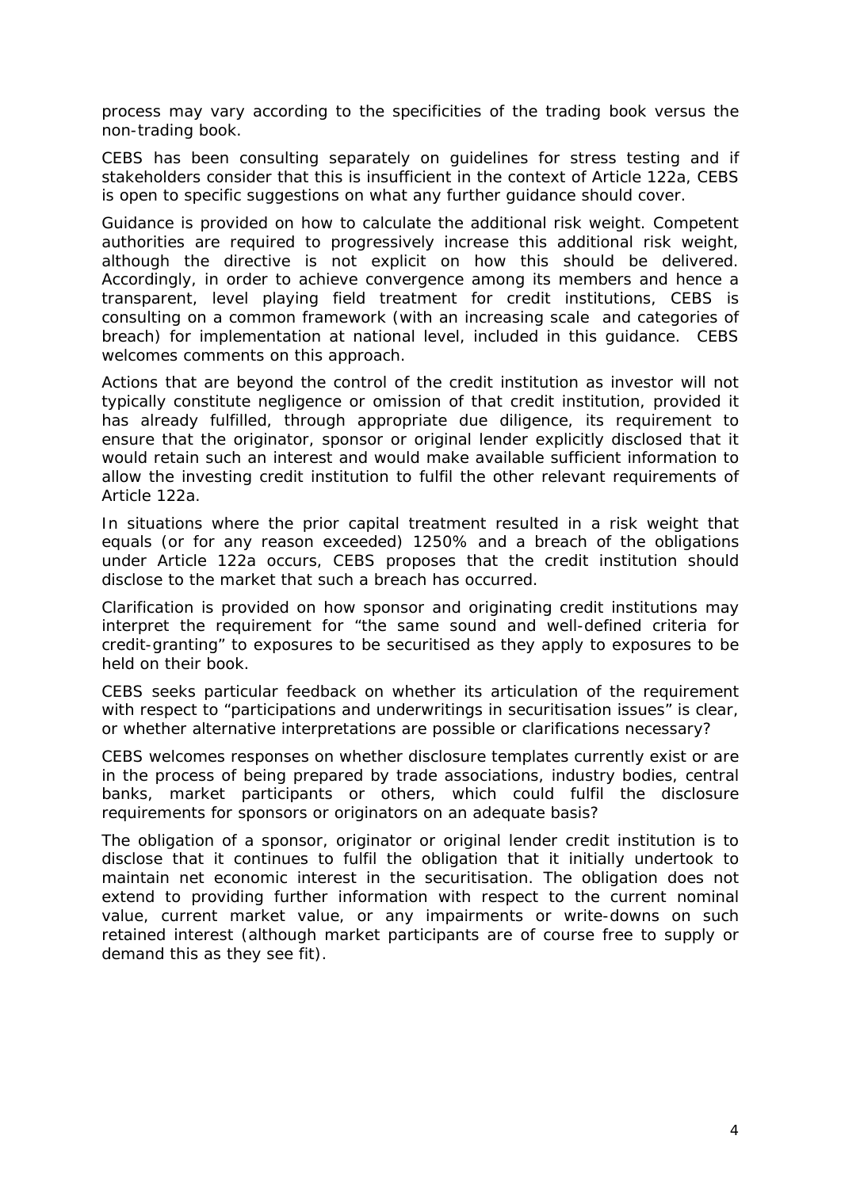process may vary according to the specificities of the trading book versus the non-trading book.

CEBS has been consulting separately on guidelines for stress testing and if stakeholders consider that this is insufficient in the context of Article 122a, CEBS is open to specific suggestions on what any further guidance should cover.

Guidance is provided on how to calculate the additional risk weight. Competent authorities are required to progressively increase this additional risk weight, although the directive is not explicit on how this should be delivered. Accordingly, in order to achieve convergence among its members and hence a transparent, level playing field treatment for credit institutions, CEBS is consulting on a common framework (with an increasing scale and categories of breach) for implementation at national level, included in this guidance. CEBS welcomes comments on this approach.

Actions that are beyond the control of the credit institution as investor will not typically constitute negligence or omission of that credit institution, provided it has already fulfilled, through appropriate due diligence, its requirement to ensure that the originator, sponsor or original lender explicitly disclosed that it would retain such an interest and would make available sufficient information to allow the investing credit institution to fulfil the other relevant requirements of Article 122a.

In situations where the prior capital treatment resulted in a risk weight that equals (or for any reason exceeded) 1250% and a breach of the obligations under Article 122a occurs, CEBS proposes that the credit institution should disclose to the market that such a breach has occurred.

Clarification is provided on how sponsor and originating credit institutions may interpret the requirement for "the same sound and well-defined criteria for credit-granting" to exposures to be securitised as they apply to exposures to be held on their book.

CEBS seeks particular feedback on whether its articulation of the requirement with respect to "participations and underwritings in securitisation issues" is clear, or whether alternative interpretations are possible or clarifications necessary?

CEBS welcomes responses on whether disclosure templates currently exist or are in the process of being prepared by trade associations, industry bodies, central banks, market participants or others, which could fulfil the disclosure requirements for sponsors or originators on an adequate basis?

The obligation of a sponsor, originator or original lender credit institution is to disclose that it continues to fulfil the obligation that it initially undertook to maintain net economic interest in the securitisation. The obligation does not extend to providing further information with respect to the current nominal value, current market value, or any impairments or write-downs on such retained interest (although market participants are of course free to supply or demand this as they see fit).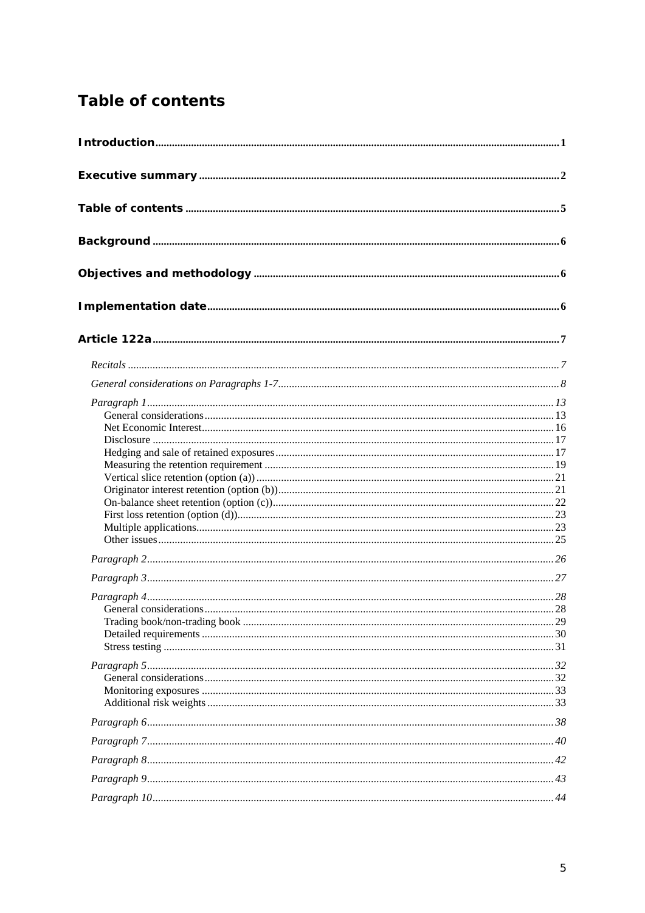# Table of contents

**Introduction** .......... 1

**Executive summary** .......... 2

**Table of contents** .......... 5

**Background** .......... 6

**Objectives and methodology** .......... 6

**Implementation date** .......... 6

**Article 122a** .......... 7

- *Recitals* .......... 7
- *General considerations on Paragraphs 1-7* .......... 8
- *Paragraph 1* .......... 13
  - General considerations .......... 13
  - Net Economic Interest .......... 16
  - Disclosure .......... 17
  - Hedging and sale of retained exposures .......... 17
  - Measuring the retention requirement .......... 19
  - Vertical slice retention (option (a)) .......... 21
  - Originator interest retention (option (b)) .......... 21
  - On-balance sheet retention (option (c)) .......... 22
  - First loss retention (option (d)) .......... 23
  - Multiple applications .......... 23
  - Other issues .......... 25
- *Paragraph 2* .......... 26
- *Paragraph 3* .......... 27
- *Paragraph 4* .......... 28
  - General considerations .......... 28
  - Trading book/non-trading book .......... 29
  - Detailed requirements .......... 30
  - Stress testing .......... 31
- *Paragraph 5* .......... 32
  - General considerations .......... 32
  - Monitoring exposures .......... 33
  - Additional risk weights .......... 33
- *Paragraph 6* .......... 38
- *Paragraph 7* .......... 40
- *Paragraph 8* .......... 42
- *Paragraph 9* .......... 43
- *Paragraph 10* .......... 44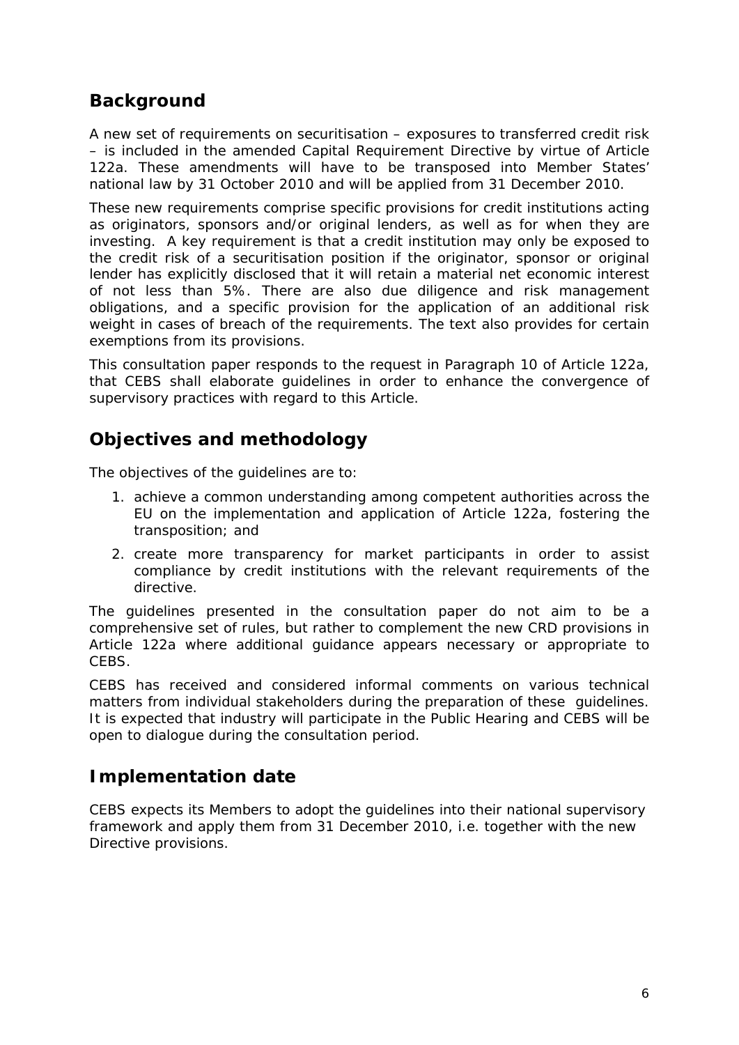## Background

A new set of requirements on securitisation – exposures to transferred credit risk – is included in the amended Capital Requirement Directive by virtue of Article 122a. These amendments will have to be transposed into Member States' national law by 31 October 2010 and will be applied from 31 December 2010.

These new requirements comprise specific provisions for credit institutions acting as originators, sponsors and/or original lenders, as well as for when they are investing. A key requirement is that a credit institution may only be exposed to the credit risk of a securitisation position if the originator, sponsor or original lender has explicitly disclosed that it will retain a material net economic interest of not less than 5%. There are also due diligence and risk management obligations, and a specific provision for the application of an additional risk weight in cases of breach of the requirements. The text also provides for certain exemptions from its provisions.

This consultation paper responds to the request in Paragraph 10 of Article 122a, that CEBS shall elaborate guidelines in order to enhance the convergence of supervisory practices with regard to this Article.

## Objectives and methodology

The objectives of the guidelines are to:

1. achieve a common understanding among competent authorities across the EU on the implementation and application of Article 122a, fostering the transposition; and
2. create more transparency for market participants in order to assist compliance by credit institutions with the relevant requirements of the directive.

The guidelines presented in the consultation paper do not aim to be a comprehensive set of rules, but rather to complement the new CRD provisions in Article 122a where additional guidance appears necessary or appropriate to CEBS.

CEBS has received and considered informal comments on various technical matters from individual stakeholders during the preparation of these guidelines. It is expected that industry will participate in the Public Hearing and CEBS will be open to dialogue during the consultation period.

## Implementation date

CEBS expects its Members to adopt the guidelines into their national supervisory framework and apply them from 31 December 2010, i.e. together with the new Directive provisions.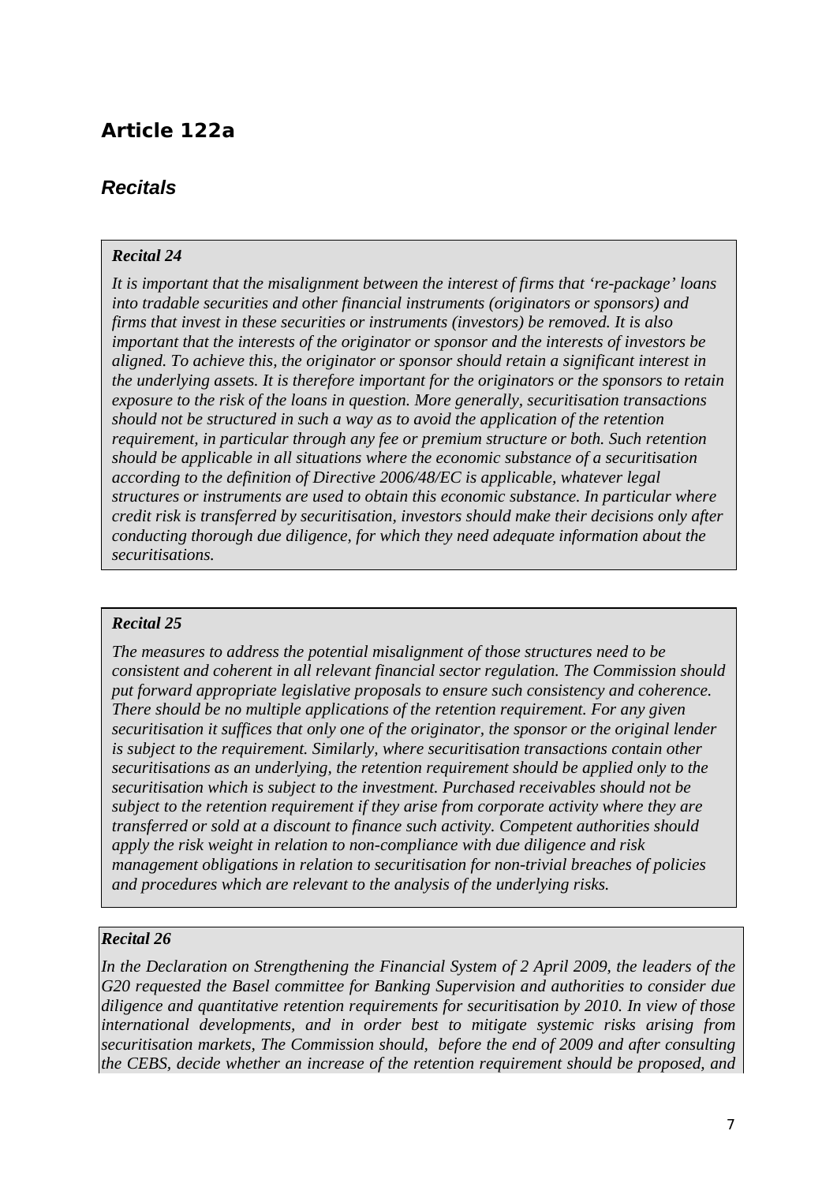## Article 122a

### *Recitals*

***Recital 24***

*It is important that the misalignment between the interest of firms that 're-package' loans into tradable securities and other financial instruments (originators or sponsors) and firms that invest in these securities or instruments (investors) be removed. It is also important that the interests of the originator or sponsor and the interests of investors be aligned. To achieve this, the originator or sponsor should retain a significant interest in the underlying assets. It is therefore important for the originators or the sponsors to retain exposure to the risk of the loans in question. More generally, securitisation transactions should not be structured in such a way as to avoid the application of the retention requirement, in particular through any fee or premium structure or both. Such retention should be applicable in all situations where the economic substance of a securitisation according to the definition of Directive 2006/48/EC is applicable, whatever legal structures or instruments are used to obtain this economic substance. In particular where credit risk is transferred by securitisation, investors should make their decisions only after conducting thorough due diligence, for which they need adequate information about the securitisations.*

***Recital 25***

*The measures to address the potential misalignment of those structures need to be consistent and coherent in all relevant financial sector regulation. The Commission should put forward appropriate legislative proposals to ensure such consistency and coherence. There should be no multiple applications of the retention requirement. For any given securitisation it suffices that only one of the originator, the sponsor or the original lender is subject to the requirement. Similarly, where securitisation transactions contain other securitisations as an underlying, the retention requirement should be applied only to the securitisation which is subject to the investment. Purchased receivables should not be subject to the retention requirement if they arise from corporate activity where they are transferred or sold at a discount to finance such activity. Competent authorities should apply the risk weight in relation to non-compliance with due diligence and risk management obligations in relation to securitisation for non-trivial breaches of policies and procedures which are relevant to the analysis of the underlying risks.*

***Recital 26***

*In the Declaration on Strengthening the Financial System of 2 April 2009, the leaders of the G20 requested the Basel committee for Banking Supervision and authorities to consider due diligence and quantitative retention requirements for securitisation by 2010. In view of those international developments, and in order best to mitigate systemic risks arising from securitisation markets, The Commission should, before the end of 2009 and after consulting the CEBS, decide whether an increase of the retention requirement should be proposed, and*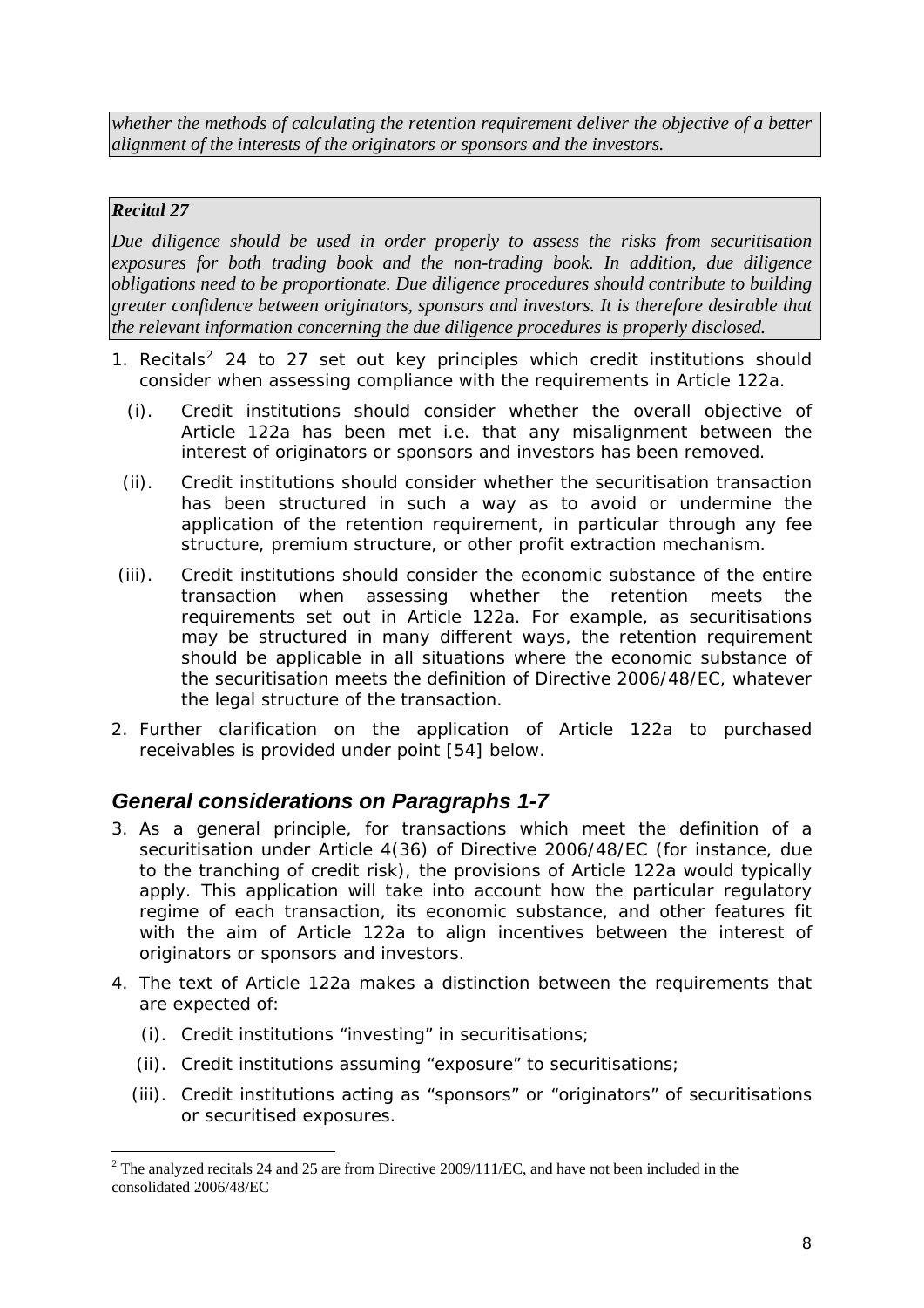*whether the methods of calculating the retention requirement deliver the objective of a better alignment of the interests of the originators or sponsors and the investors.*

***Recital 27***

*Due diligence should be used in order properly to assess the risks from securitisation exposures for both trading book and the non-trading book. In addition, due diligence obligations need to be proportionate. Due diligence procedures should contribute to building greater confidence between originators, sponsors and investors. It is therefore desirable that the relevant information concerning the due diligence procedures is properly disclosed.*

1. Recitals[2] 24 to 27 set out key principles which credit institutions should consider when assessing compliance with the requirements in Article 122a.
   (i). Credit institutions should consider whether the overall objective of Article 122a has been met i.e. that any misalignment between the interest of originators or sponsors and investors has been removed.
   (ii). Credit institutions should consider whether the securitisation transaction has been structured in such a way as to avoid or undermine the application of the retention requirement, in particular through any fee structure, premium structure, or other profit extraction mechanism.
   (iii). Credit institutions should consider the economic substance of the entire transaction when assessing whether the retention meets the requirements set out in Article 122a. For example, as securitisations may be structured in many different ways, the retention requirement should be applicable in all situations where the economic substance of the securitisation meets the definition of Directive 2006/48/EC, whatever the legal structure of the transaction.
2. Further clarification on the application of Article 122a to purchased receivables is provided under point [54] below.

## *General considerations on Paragraphs 1-7*

3. As a general principle, for transactions which meet the definition of a securitisation under Article 4(36) of Directive 2006/48/EC (for instance, due to the tranching of credit risk), the provisions of Article 122a would typically apply. This application will take into account how the particular regulatory regime of each transaction, its economic substance, and other features fit with the aim of Article 122a to align incentives between the interest of originators or sponsors and investors.
4. The text of Article 122a makes a distinction between the requirements that are expected of:
   (i). Credit institutions "investing" in securitisations;
   (ii). Credit institutions assuming "exposure" to securitisations;
   (iii). Credit institutions acting as "sponsors" or "originators" of securitisations or securitised exposures.

[2] The analyzed recitals 24 and 25 are from Directive 2009/111/EC, and have not been included in the consolidated 2006/48/EC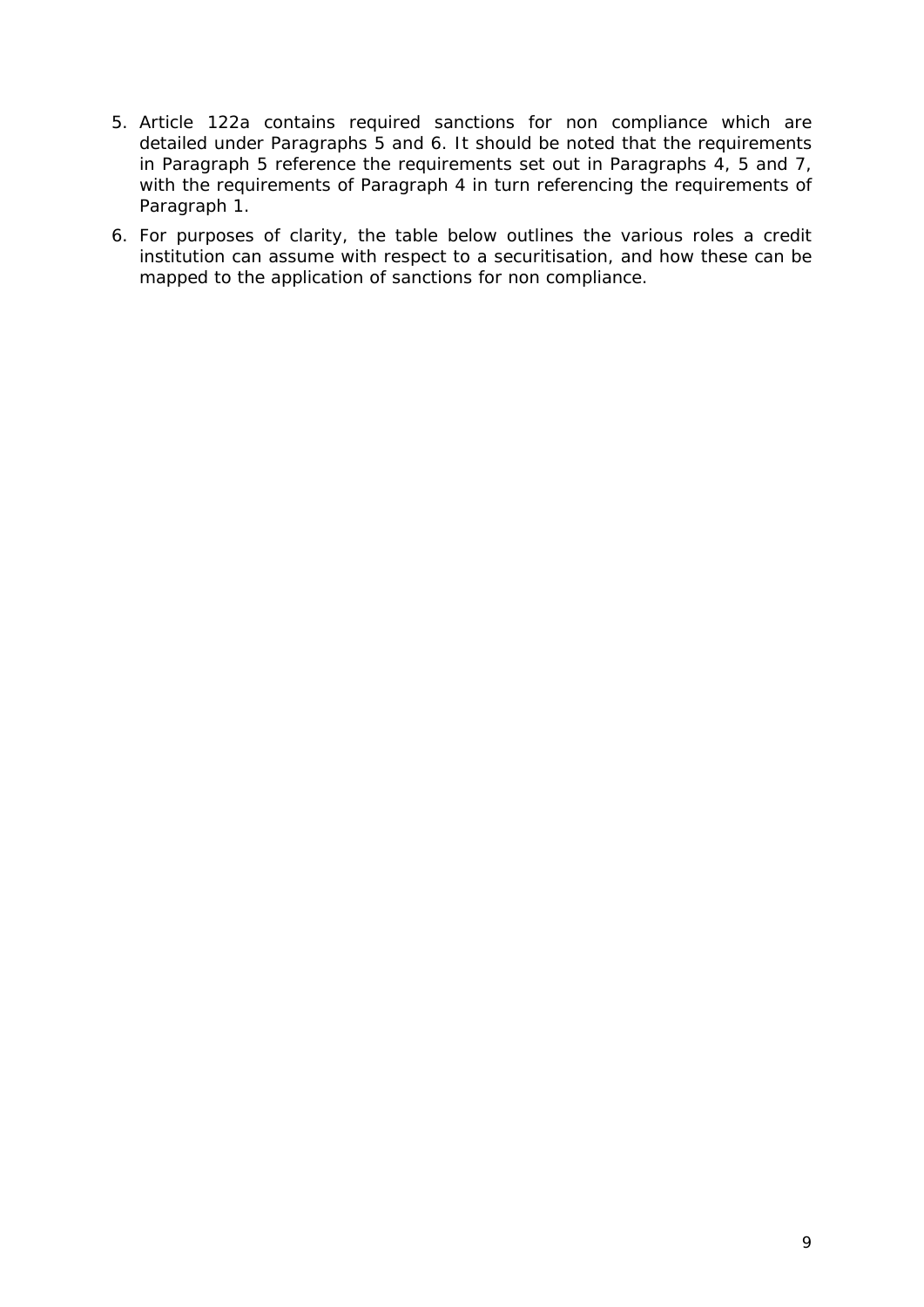5. Article 122a contains required sanctions for non compliance which are detailed under Paragraphs 5 and 6. It should be noted that the requirements in Paragraph 5 reference the requirements set out in Paragraphs 4, 5 and 7, with the requirements of Paragraph 4 in turn referencing the requirements of Paragraph 1.
6. For purposes of clarity, the table below outlines the various roles a credit institution can assume with respect to a securitisation, and how these can be mapped to the application of sanctions for non compliance.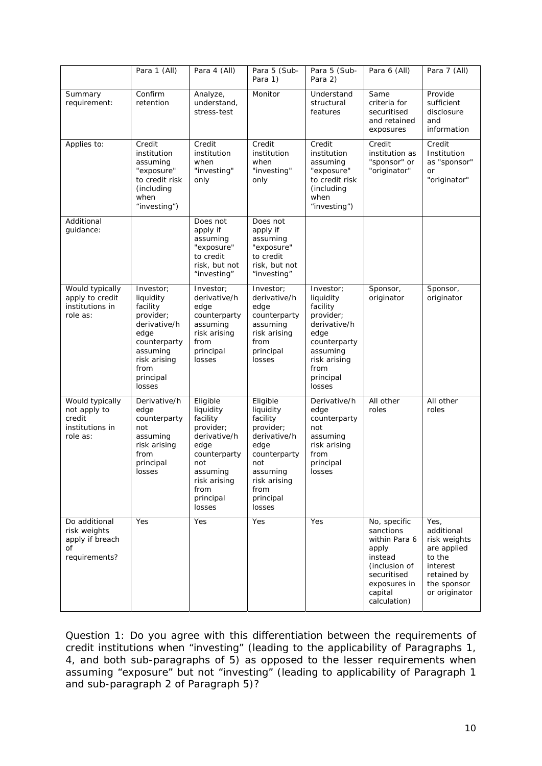| | Para 1 (All) | Para 4 (All) | Para 5 (Sub-Para 1) | Para 5 (Sub-Para 2) | Para 6 (All) | Para 7 (All) |
|---|---|---|---|---|---|---|
| Summary requirement: | Confirm retention | Analyze, understand, stress-test | Monitor | Understand structural features | Same criteria for securitised and retained exposures | Provide sufficient disclosure and information |
| Applies to: | Credit institution assuming "exposure" to credit risk (including when "investing") | Credit institution when "investing" only | Credit institution when "investing" only | Credit institution assuming "exposure" to credit risk (including when "investing") | Credit institution as "sponsor" or "originator" | Credit Institution as "sponsor" or "originator" |
| Additional guidance: | | Does not apply if assuming "exposure" to credit risk, but not "investing" | Does not apply if assuming "exposure" to credit risk, but not "investing" | | | |
| Would typically apply to credit institutions in role as: | Investor; liquidity facility provider; derivative/hedge counterparty assuming risk arising from principal losses | Investor; derivative/hedge counterparty assuming risk arising from principal losses | Investor; derivative/hedge counterparty assuming risk arising from principal losses | Investor; liquidity facility provider; derivative/hedge counterparty assuming risk arising from principal losses | Sponsor, originator | Sponsor, originator |
| Would typically not apply to credit institutions in role as: | Derivative/hedge counterparty not assuming risk arising from principal losses | Eligible liquidity facility provider; derivative/hedge counterparty not assuming risk arising from principal losses | Eligible liquidity facility provider; derivative/hedge counterparty not assuming risk arising from principal losses | Derivative/hedge counterparty not assuming risk arising from principal losses | All other roles | All other roles |
| Do additional risk weights apply if breach of requirements? | Yes | Yes | Yes | Yes | No, specific sanctions within Para 6 apply instead (inclusion of securitised exposures in capital calculation) | Yes, additional risk weights are applied to the interest retained by the sponsor or originator |

Question 1: Do you agree with this differentiation between the requirements of credit institutions when "investing" (leading to the applicability of Paragraphs 1, 4, and both sub-paragraphs of 5) as opposed to the lesser requirements when assuming "exposure" but not "investing" (leading to applicability of Paragraph 1 and sub-paragraph 2 of Paragraph 5)?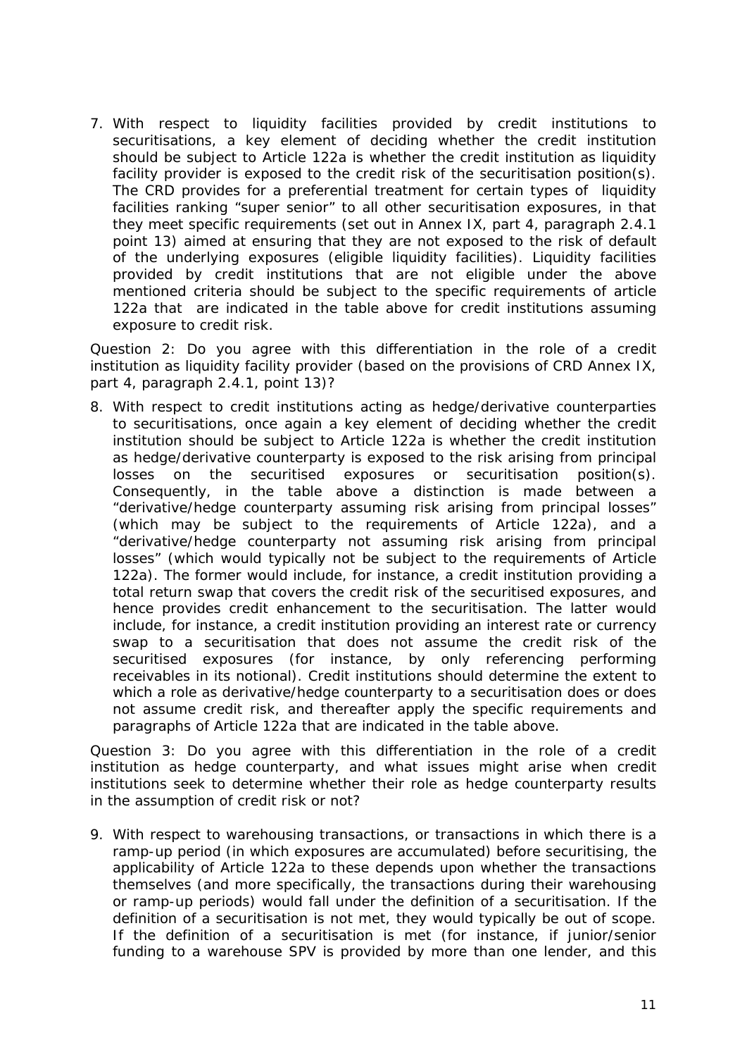7. With respect to liquidity facilities provided by credit institutions to securitisations, a key element of deciding whether the credit institution should be subject to Article 122a is whether the credit institution as liquidity facility provider is exposed to the credit risk of the securitisation position(s). The CRD provides for a preferential treatment for certain types of liquidity facilities ranking "super senior" to all other securitisation exposures, in that they meet specific requirements (set out in Annex IX, part 4, paragraph 2.4.1 point 13) aimed at ensuring that they are not exposed to the risk of default of the underlying exposures (eligible liquidity facilities). Liquidity facilities provided by credit institutions that are not eligible under the above mentioned criteria should be subject to the specific requirements of article 122a that are indicated in the table above for credit institutions assuming exposure to credit risk.

*Question 2: Do you agree with this differentiation in the role of a credit institution as liquidity facility provider (based on the provisions of CRD Annex IX, part 4, paragraph 2.4.1, point 13)?*

8. With respect to credit institutions acting as hedge/derivative counterparties to securitisations, once again a key element of deciding whether the credit institution should be subject to Article 122a is whether the credit institution as hedge/derivative counterparty is exposed to the risk arising from principal losses on the securitised exposures or securitisation position(s). Consequently, in the table above a distinction is made between a "derivative/hedge counterparty assuming risk arising from principal losses" (which may be subject to the requirements of Article 122a), and a "derivative/hedge counterparty not assuming risk arising from principal losses" (which would typically not be subject to the requirements of Article 122a). The former would include, for instance, a credit institution providing a total return swap that covers the credit risk of the securitised exposures, and hence provides credit enhancement to the securitisation. The latter would include, for instance, a credit institution providing an interest rate or currency swap to a securitisation that does not assume the credit risk of the securitised exposures (for instance, by only referencing performing receivables in its notional). Credit institutions should determine the extent to which a role as derivative/hedge counterparty to a securitisation does or does not assume credit risk, and thereafter apply the specific requirements and paragraphs of Article 122a that are indicated in the table above.

*Question 3: Do you agree with this differentiation in the role of a credit institution as hedge counterparty, and what issues might arise when credit institutions seek to determine whether their role as hedge counterparty results in the assumption of credit risk or not?*

9. With respect to warehousing transactions, or transactions in which there is a ramp-up period (in which exposures are accumulated) before securitising, the applicability of Article 122a to these depends upon whether the transactions themselves (and more specifically, the transactions during their warehousing or ramp-up periods) would fall under the definition of a securitisation. If the definition of a securitisation is not met, they would typically be out of scope. If the definition of a securitisation is met (for instance, if junior/senior funding to a warehouse SPV is provided by more than one lender, and this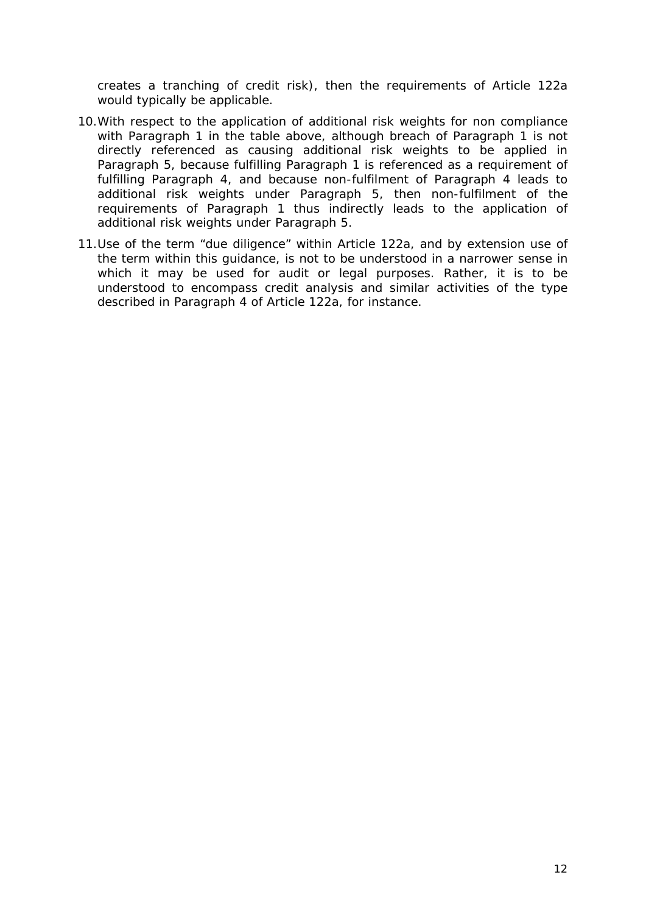creates a tranching of credit risk), then the requirements of Article 122a would typically be applicable.

10. With respect to the application of additional risk weights for non compliance with Paragraph 1 in the table above, although breach of Paragraph 1 is not directly referenced as causing additional risk weights to be applied in Paragraph 5, because fulfilling Paragraph 1 is referenced as a requirement of fulfilling Paragraph 4, and because non-fulfilment of Paragraph 4 leads to additional risk weights under Paragraph 5, then non-fulfilment of the requirements of Paragraph 1 thus indirectly leads to the application of additional risk weights under Paragraph 5.

11. Use of the term "due diligence" within Article 122a, and by extension use of the term within this guidance, is not to be understood in a narrower sense in which it may be used for audit or legal purposes. Rather, it is to be understood to encompass credit analysis and similar activities of the type described in Paragraph 4 of Article 122a, for instance.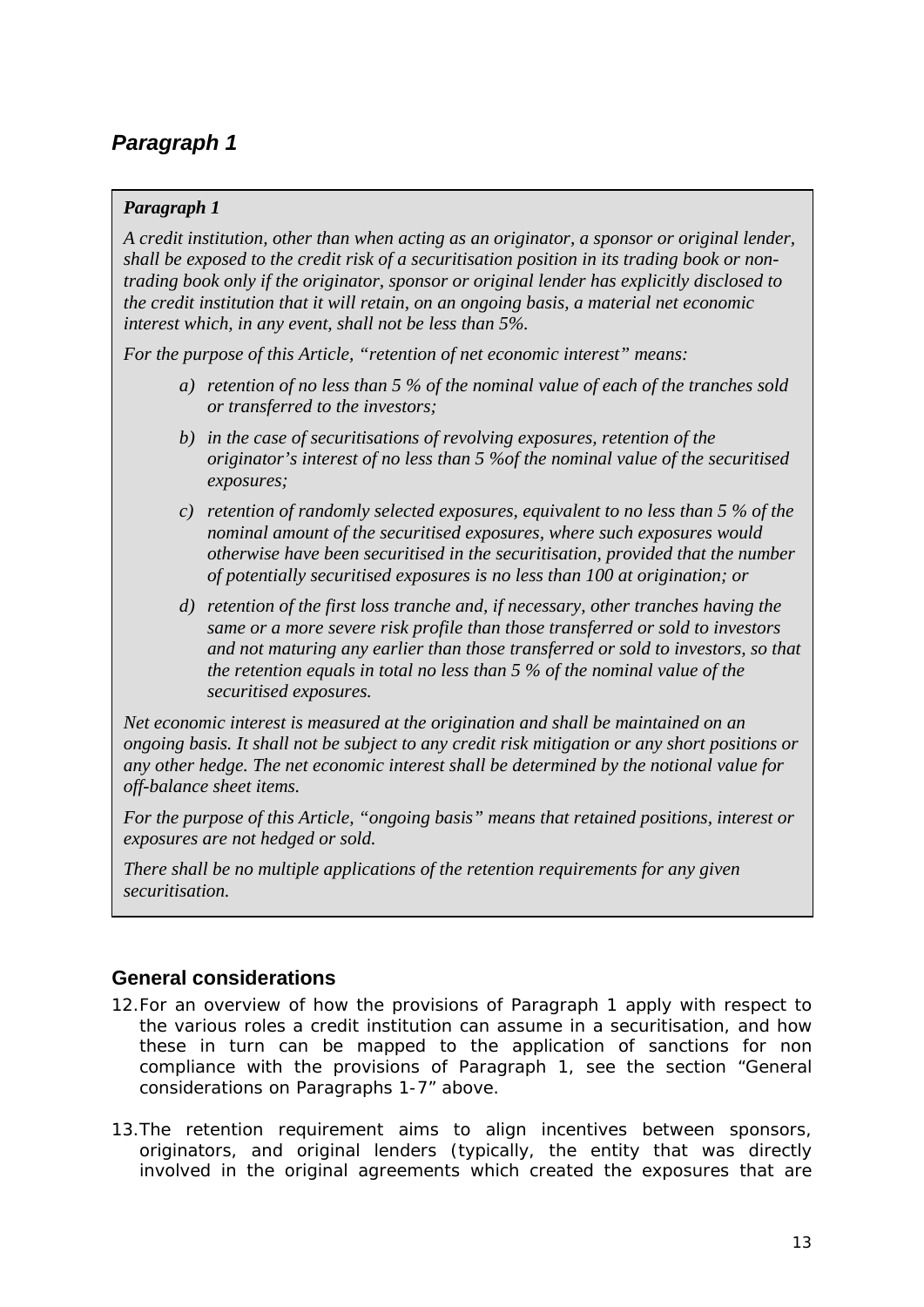## *Paragraph 1*

***Paragraph 1***

*A credit institution, other than when acting as an originator, a sponsor or original lender, shall be exposed to the credit risk of a securitisation position in its trading book or non-trading book only if the originator, sponsor or original lender has explicitly disclosed to the credit institution that it will retain, on an ongoing basis, a material net economic interest which, in any event, shall not be less than 5%.*

*For the purpose of this Article, "retention of net economic interest" means:*

- *a) retention of no less than 5 % of the nominal value of each of the tranches sold or transferred to the investors;*
- *b) in the case of securitisations of revolving exposures, retention of the originator's interest of no less than 5 %of the nominal value of the securitised exposures;*
- *c) retention of randomly selected exposures, equivalent to no less than 5 % of the nominal amount of the securitised exposures, where such exposures would otherwise have been securitised in the securitisation, provided that the number of potentially securitised exposures is no less than 100 at origination; or*
- *d) retention of the first loss tranche and, if necessary, other tranches having the same or a more severe risk profile than those transferred or sold to investors and not maturing any earlier than those transferred or sold to investors, so that the retention equals in total no less than 5 % of the nominal value of the securitised exposures.*

*Net economic interest is measured at the origination and shall be maintained on an ongoing basis. It shall not be subject to any credit risk mitigation or any short positions or any other hedge. The net economic interest shall be determined by the notional value for off-balance sheet items.*

*For the purpose of this Article, "ongoing basis" means that retained positions, interest or exposures are not hedged or sold.*

*There shall be no multiple applications of the retention requirements for any given securitisation.*

### General considerations

12. For an overview of how the provisions of Paragraph 1 apply with respect to the various roles a credit institution can assume in a securitisation, and how these in turn can be mapped to the application of sanctions for non compliance with the provisions of Paragraph 1, see the section "General considerations on Paragraphs 1-7" above.

13. The retention requirement aims to align incentives between sponsors, originators, and original lenders (typically, the entity that was directly involved in the original agreements which created the exposures that are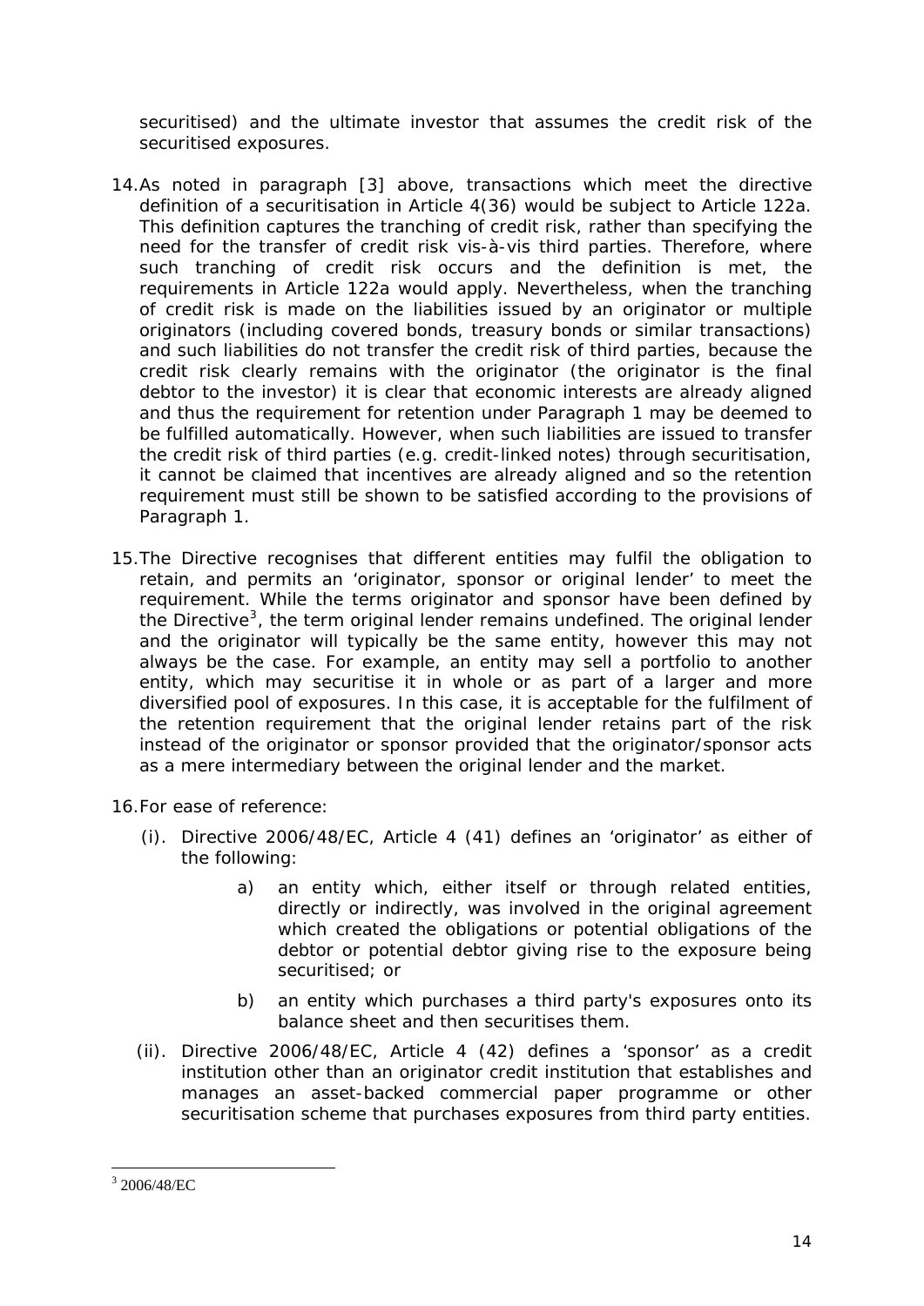securitised) and the ultimate investor that assumes the credit risk of the securitised exposures.

14. As noted in paragraph [3] above, transactions which meet the directive definition of a securitisation in Article 4(36) would be subject to Article 122a. This definition captures the tranching of credit risk, rather than specifying the need for the transfer of credit risk vis-à-vis third parties. Therefore, where such tranching of credit risk occurs and the definition is met, the requirements in Article 122a would apply. Nevertheless, when the tranching of credit risk is made on the liabilities issued by an originator or multiple originators (including covered bonds, treasury bonds or similar transactions) and such liabilities do not transfer the credit risk of third parties, because the credit risk clearly remains with the originator (the originator is the final debtor to the investor) it is clear that economic interests are already aligned and thus the requirement for retention under Paragraph 1 may be deemed to be fulfilled automatically. However, when such liabilities are issued to transfer the credit risk of third parties (e.g. credit-linked notes) through securitisation, it cannot be claimed that incentives are already aligned and so the retention requirement must still be shown to be satisfied according to the provisions of Paragraph 1.

15. The Directive recognises that different entities may fulfil the obligation to retain, and permits an 'originator, sponsor or original lender' to meet the requirement. While the terms originator and sponsor have been defined by the Directive[3], the term original lender remains undefined. The original lender and the originator will typically be the same entity, however this may not always be the case. For example, an entity may sell a portfolio to another entity, which may securitise it in whole or as part of a larger and more diversified pool of exposures. In this case, it is acceptable for the fulfilment of the retention requirement that the original lender retains part of the risk instead of the originator or sponsor provided that the originator/sponsor acts as a mere intermediary between the original lender and the market.

16. For ease of reference:

   (i). Directive 2006/48/EC, Article 4 (41) defines an 'originator' as either of the following:

      a) an entity which, either itself or through related entities, directly or indirectly, was involved in the original agreement which created the obligations or potential obligations of the debtor or potential debtor giving rise to the exposure being securitised; or

      b) an entity which purchases a third party's exposures onto its balance sheet and then securitises them.

   (ii). Directive 2006/48/EC, Article 4 (42) defines a 'sponsor' as a credit institution other than an originator credit institution that establishes and manages an asset-backed commercial paper programme or other securitisation scheme that purchases exposures from third party entities.

[3] 2006/48/EC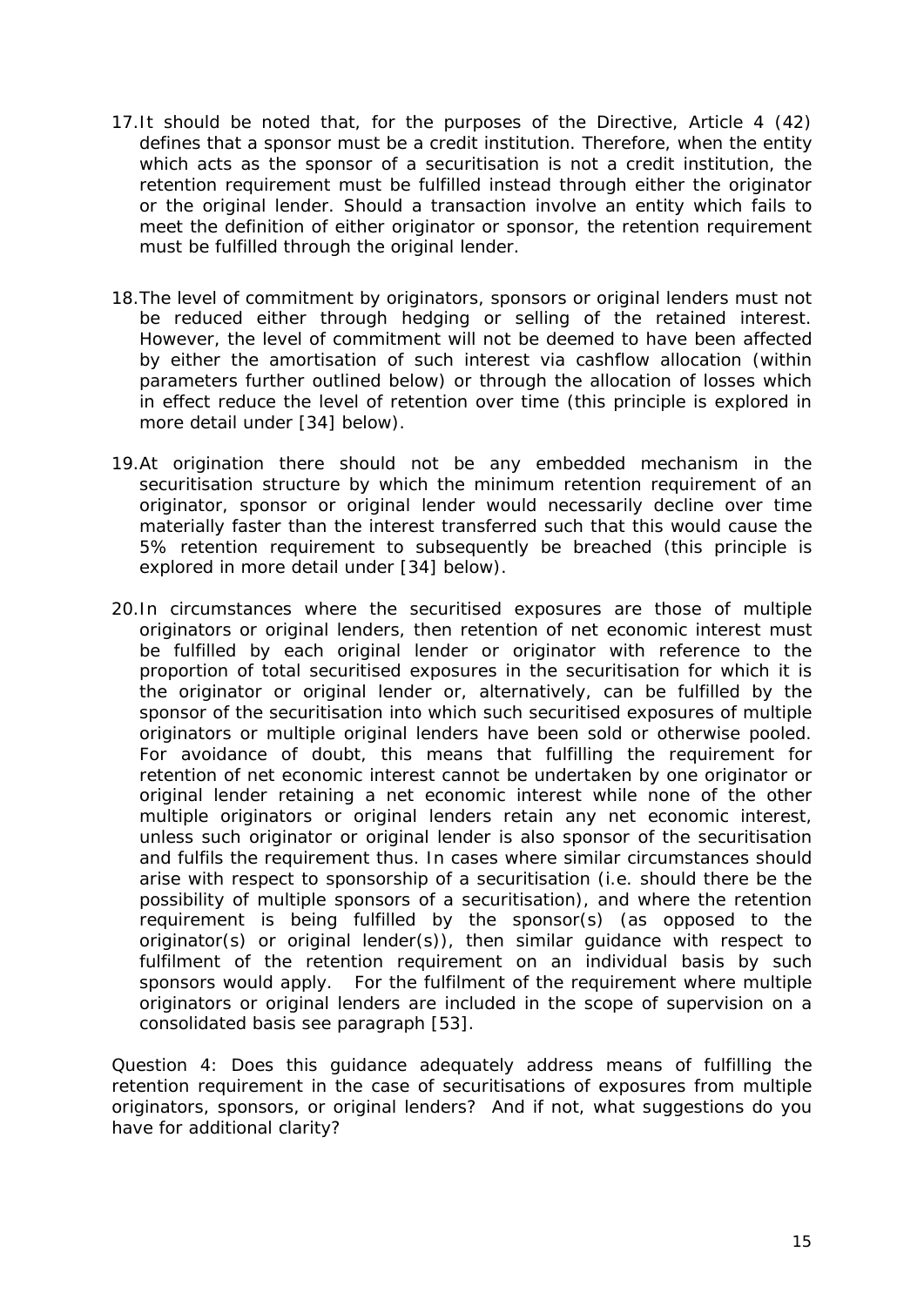17. It should be noted that, for the purposes of the Directive, Article 4 (42) defines that a sponsor must be a credit institution. Therefore, when the entity which acts as the sponsor of a securitisation is not a credit institution, the retention requirement must be fulfilled instead through either the originator or the original lender. Should a transaction involve an entity which fails to meet the definition of either originator or sponsor, the retention requirement must be fulfilled through the original lender.

18. The level of commitment by originators, sponsors or original lenders must not be reduced either through hedging or selling of the retained interest. However, the level of commitment will not be deemed to have been affected by either the amortisation of such interest via cashflow allocation (within parameters further outlined below) or through the allocation of losses which in effect reduce the level of retention over time (this principle is explored in more detail under [34] below).

19. At origination there should not be any embedded mechanism in the securitisation structure by which the minimum retention requirement of an originator, sponsor or original lender would necessarily decline over time materially faster than the interest transferred such that this would cause the 5% retention requirement to subsequently be breached (this principle is explored in more detail under [34] below).

20. In circumstances where the securitised exposures are those of multiple originators or original lenders, then retention of net economic interest must be fulfilled by each original lender or originator with reference to the proportion of total securitised exposures in the securitisation for which it is the originator or original lender or, alternatively, can be fulfilled by the sponsor of the securitisation into which such securitised exposures of multiple originators or multiple original lenders have been sold or otherwise pooled. For avoidance of doubt, this means that fulfilling the requirement for retention of net economic interest cannot be undertaken by one originator or original lender retaining a net economic interest while none of the other multiple originators or original lenders retain any net economic interest, unless such originator or original lender is also sponsor of the securitisation and fulfils the requirement thus. In cases where similar circumstances should arise with respect to sponsorship of a securitisation (i.e. should there be the possibility of multiple sponsors of a securitisation), and where the retention requirement is being fulfilled by the sponsor(s) (as opposed to the originator(s) or original lender(s)), then similar guidance with respect to fulfilment of the retention requirement on an individual basis by such sponsors would apply. For the fulfilment of the requirement where multiple originators or original lenders are included in the scope of supervision on a consolidated basis see paragraph [53].

*Question 4: Does this guidance adequately address means of fulfilling the retention requirement in the case of securitisations of exposures from multiple originators, sponsors, or original lenders? And if not, what suggestions do you have for additional clarity?*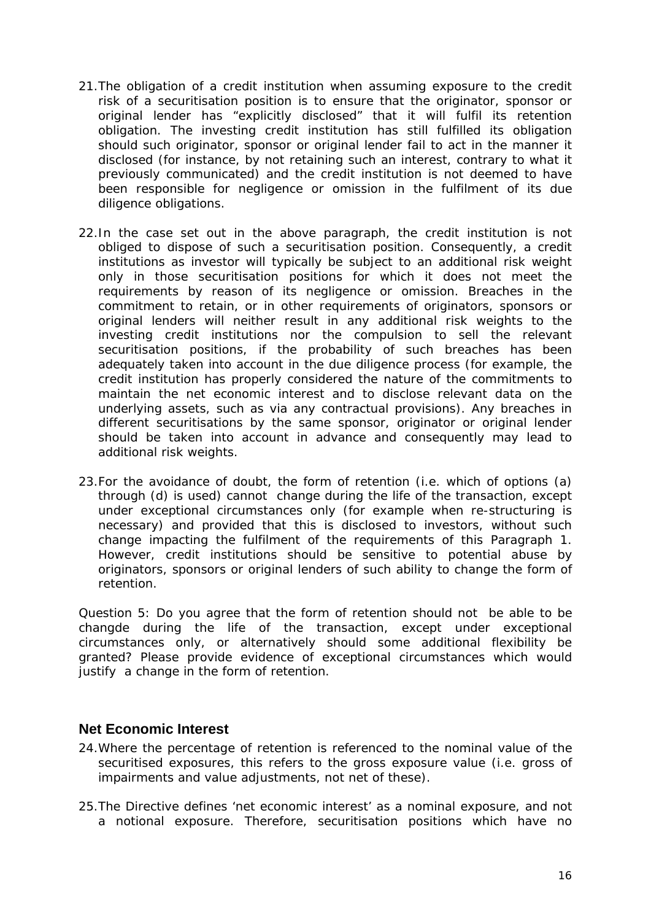21. The obligation of a credit institution when assuming exposure to the credit risk of a securitisation position is to ensure that the originator, sponsor or original lender has "explicitly disclosed" that it will fulfil its retention obligation. The investing credit institution has still fulfilled its obligation should such originator, sponsor or original lender fail to act in the manner it disclosed (for instance, by not retaining such an interest, contrary to what it previously communicated) and the credit institution is not deemed to have been responsible for negligence or omission in the fulfilment of its due diligence obligations.

22. In the case set out in the above paragraph, the credit institution is not obliged to dispose of such a securitisation position. Consequently, a credit institutions as investor will typically be subject to an additional risk weight only in those securitisation positions for which it does not meet the requirements by reason of its negligence or omission. Breaches in the commitment to retain, or in other requirements of originators, sponsors or original lenders will neither result in any additional risk weights to the investing credit institutions nor the compulsion to sell the relevant securitisation positions, if the probability of such breaches has been adequately taken into account in the due diligence process (for example, the credit institution has properly considered the nature of the commitments to maintain the net economic interest and to disclose relevant data on the underlying assets, such as via any contractual provisions). Any breaches in different securitisations by the same sponsor, originator or original lender should be taken into account in advance and consequently may lead to additional risk weights.

23. For the avoidance of doubt, the form of retention (i.e. which of options (a) through (d) is used) cannot change during the life of the transaction, except under exceptional circumstances only (for example when re-structuring is necessary) and provided that this is disclosed to investors, without such change impacting the fulfilment of the requirements of this Paragraph 1. However, credit institutions should be sensitive to potential abuse by originators, sponsors or original lenders of such ability to change the form of retention.

*Question 5: Do you agree that the form of retention should not be able to be changde during the life of the transaction, except under exceptional circumstances only, or alternatively should some additional flexibility be granted? Please provide evidence of exceptional circumstances which would justify a change in the form of retention.*

## Net Economic Interest

24. Where the percentage of retention is referenced to the nominal value of the securitised exposures, this refers to the gross exposure value (i.e. gross of impairments and value adjustments, not net of these).

25. The Directive defines 'net economic interest' as a nominal exposure, and not a notional exposure. Therefore, securitisation positions which have no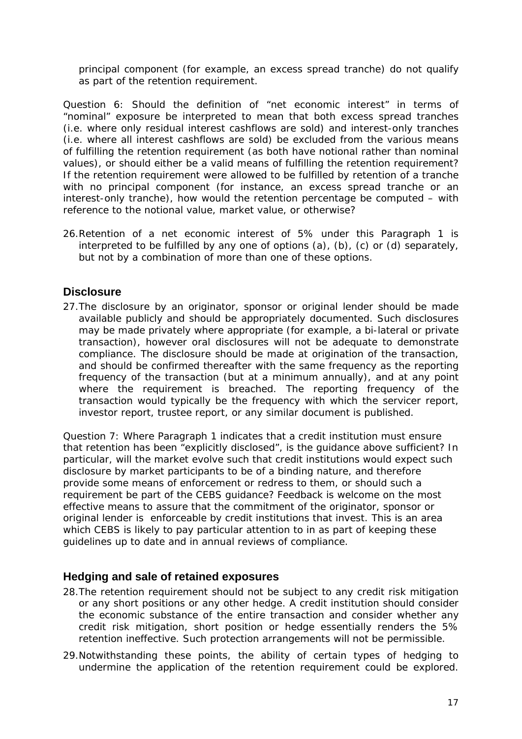principal component (for example, an excess spread tranche) do not qualify as part of the retention requirement.

*Question 6: Should the definition of "net economic interest" in terms of "nominal" exposure be interpreted to mean that both excess spread tranches (i.e. where only residual interest cashflows are sold) and interest-only tranches (i.e. where all interest cashflows are sold) be excluded from the various means of fulfilling the retention requirement (as both have notional rather than nominal values), or should either be a valid means of fulfilling the retention requirement? If the retention requirement were allowed to be fulfilled by retention of a tranche with no principal component (for instance, an excess spread tranche or an interest-only tranche), how would the retention percentage be computed – with reference to the notional value, market value, or otherwise?*

26. Retention of a net economic interest of 5% under this Paragraph 1 is interpreted to be fulfilled by any one of options (a), (b), (c) or (d) separately, but not by a combination of more than one of these options.

## Disclosure

27. The disclosure by an originator, sponsor or original lender should be made available publicly and should be appropriately documented. Such disclosures may be made privately where appropriate (for example, a bi-lateral or private transaction), however oral disclosures will not be adequate to demonstrate compliance. The disclosure should be made at origination of the transaction, and should be confirmed thereafter with the same frequency as the reporting frequency of the transaction (but at a minimum annually), and at any point where the requirement is breached. The reporting frequency of the transaction would typically be the frequency with which the servicer report, investor report, trustee report, or any similar document is published.

*Question 7: Where Paragraph 1 indicates that a credit institution must ensure that retention has been "explicitly disclosed", is the guidance above sufficient? In particular, will the market evolve such that credit institutions would expect such disclosure by market participants to be of a binding nature, and therefore provide some means of enforcement or redress to them, or should such a requirement be part of the CEBS guidance? Feedback is welcome on the most effective means to assure that the commitment of the originator, sponsor or original lender is enforceable by credit institutions that invest. This is an area which CEBS is likely to pay particular attention to in as part of keeping these guidelines up to date and in annual reviews of compliance.*

## Hedging and sale of retained exposures

28. The retention requirement should not be subject to any credit risk mitigation or any short positions or any other hedge. A credit institution should consider the economic substance of the entire transaction and consider whether any credit risk mitigation, short position or hedge essentially renders the 5% retention ineffective. Such protection arrangements will not be permissible.

29. Notwithstanding these points, the ability of certain types of hedging to undermine the application of the retention requirement could be explored.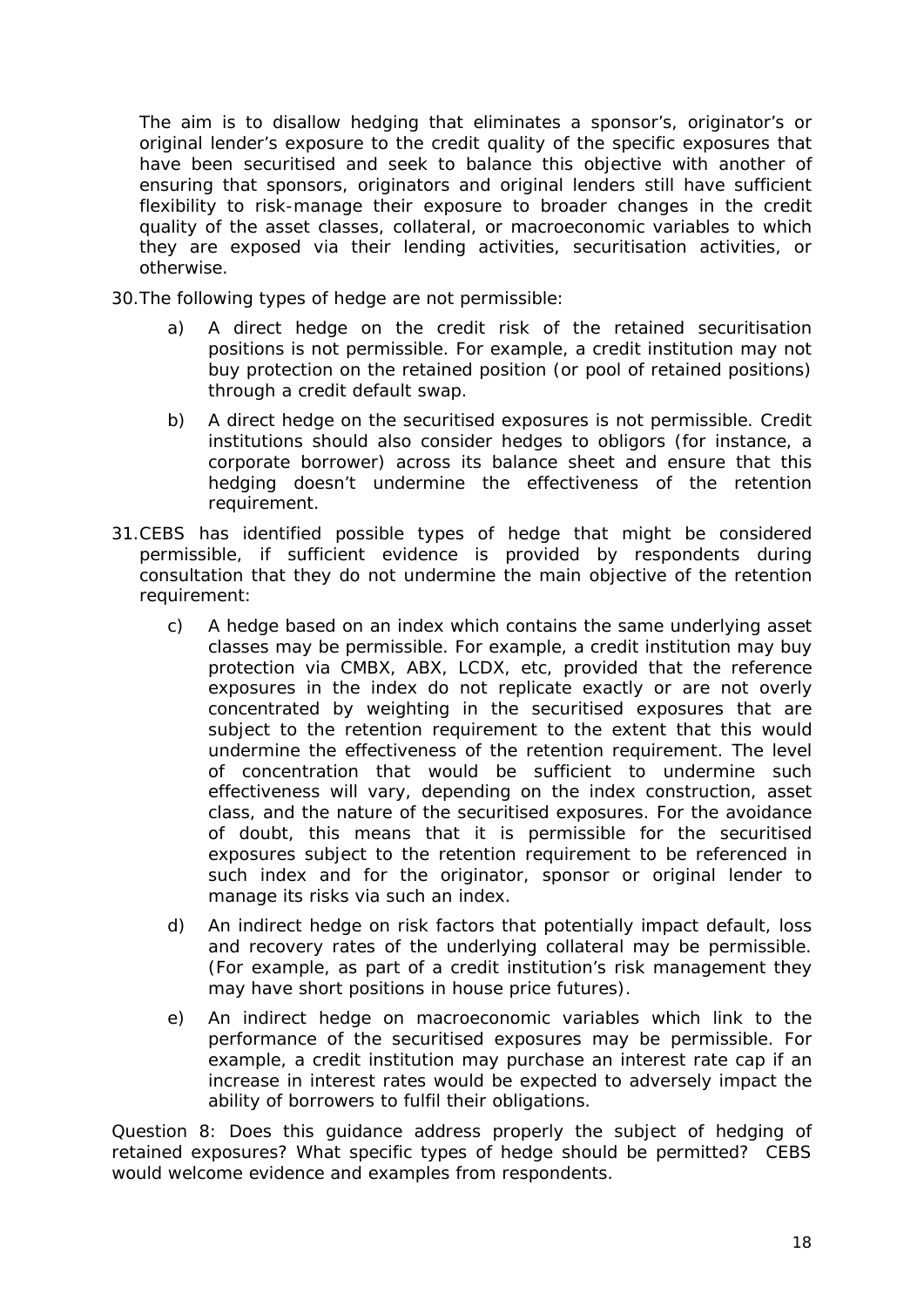The aim is to disallow hedging that eliminates a sponsor's, originator's or original lender's exposure to the credit quality of the specific exposures that have been securitised and seek to balance this objective with another of ensuring that sponsors, originators and original lenders still have sufficient flexibility to risk-manage their exposure to broader changes in the credit quality of the asset classes, collateral, or macroeconomic variables to which they are exposed via their lending activities, securitisation activities, or otherwise.

30. The following types of hedge are not permissible:

    a) A direct hedge on the credit risk of the retained securitisation positions is not permissible. For example, a credit institution may not buy protection on the retained position (or pool of retained positions) through a credit default swap.

    b) A direct hedge on the securitised exposures is not permissible. Credit institutions should also consider hedges to obligors (for instance, a corporate borrower) across its balance sheet and ensure that this hedging doesn't undermine the effectiveness of the retention requirement.

31. CEBS has identified possible types of hedge that might be considered permissible, if sufficient evidence is provided by respondents during consultation that they do not undermine the main objective of the retention requirement:

    c) A hedge based on an index which contains the same underlying asset classes may be permissible. For example, a credit institution may buy protection via CMBX, ABX, LCDX, etc, provided that the reference exposures in the index do not replicate exactly or are not overly concentrated by weighting in the securitised exposures that are subject to the retention requirement to the extent that this would undermine the effectiveness of the retention requirement. The level of concentration that would be sufficient to undermine such effectiveness will vary, depending on the index construction, asset class, and the nature of the securitised exposures. For the avoidance of doubt, this means that it is permissible for the securitised exposures subject to the retention requirement to be referenced in such index and for the originator, sponsor or original lender to manage its risks via such an index.

    d) An indirect hedge on risk factors that potentially impact default, loss and recovery rates of the underlying collateral may be permissible. (For example, as part of a credit institution's risk management they may have short positions in house price futures).

    e) An indirect hedge on macroeconomic variables which link to the performance of the securitised exposures may be permissible. For example, a credit institution may purchase an interest rate cap if an increase in interest rates would be expected to adversely impact the ability of borrowers to fulfil their obligations.

*Question 8: Does this guidance address properly the subject of hedging of retained exposures? What specific types of hedge should be permitted? CEBS would welcome evidence and examples from respondents.*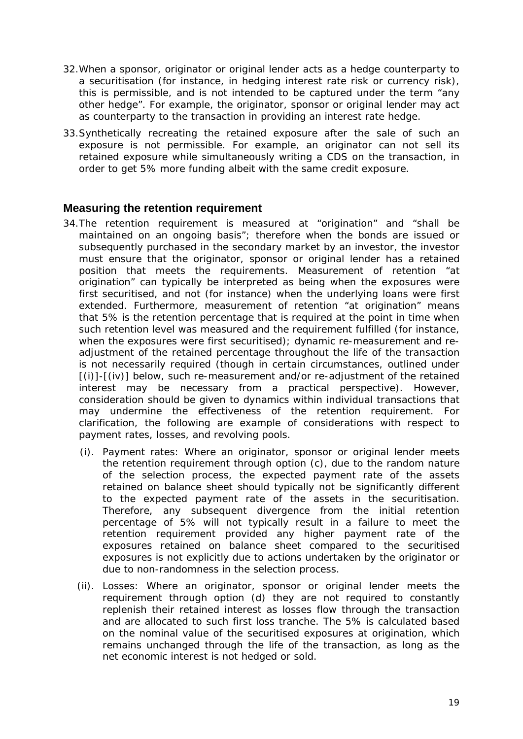32. When a sponsor, originator or original lender acts as a hedge counterparty to a securitisation (for instance, in hedging interest rate risk or currency risk), this is permissible, and is not intended to be captured under the term "any other hedge". For example, the originator, sponsor or original lender may act as counterparty to the transaction in providing an interest rate hedge.

33. Synthetically recreating the retained exposure after the sale of such an exposure is not permissible. For example, an originator can not sell its retained exposure while simultaneously writing a CDS on the transaction, in order to get 5% more funding albeit with the same credit exposure.

## Measuring the retention requirement

34. The retention requirement is measured at "origination" and "shall be maintained on an ongoing basis"; therefore when the bonds are issued or subsequently purchased in the secondary market by an investor, the investor must ensure that the originator, sponsor or original lender has a retained position that meets the requirements. Measurement of retention "at origination" can typically be interpreted as being when the exposures were first securitised, and not (for instance) when the underlying loans were first extended. Furthermore, measurement of retention "at origination" means that 5% is the retention percentage that is required at the point in time when such retention level was measured and the requirement fulfilled (for instance, when the exposures were first securitised); dynamic re-measurement and re-adjustment of the retained percentage throughout the life of the transaction is not necessarily required (though in certain circumstances, outlined under [(i)]-[(iv)] below, such re-measurement and/or re-adjustment of the retained interest may be necessary from a practical perspective). However, consideration should be given to dynamics within individual transactions that may undermine the effectiveness of the retention requirement. For clarification, the following are example of considerations with respect to payment rates, losses, and revolving pools.

    (i). *Payment rates: Where an originator, sponsor or original lender meets the retention requirement through option (c), due to the random nature of the selection process, the expected payment rate of the assets retained on balance sheet should typically not be significantly different to the expected payment rate of the assets in the securitisation. Therefore, any subsequent divergence from the initial retention percentage of 5% will not typically result in a failure to meet the retention requirement provided any higher payment rate of the exposures retained on balance sheet compared to the securitised exposures is not explicitly due to actions undertaken by the originator or due to non-randomness in the selection process.*

    (ii). *Losses: Where an originator, sponsor or original lender meets the requirement through option (d) they are not required to constantly replenish their retained interest as losses flow through the transaction and are allocated to such first loss tranche. The 5% is calculated based on the nominal value of the securitised exposures at origination, which remains unchanged through the life of the transaction, as long as the net economic interest is not hedged or sold.*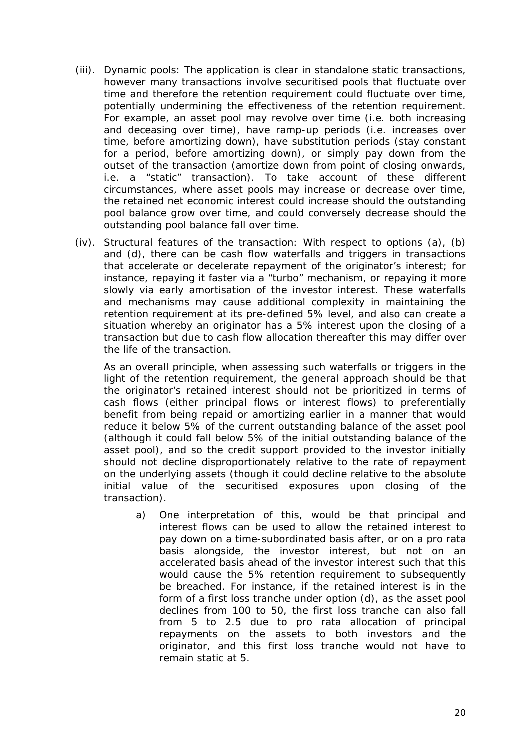(iii). Dynamic pools: The application is clear in standalone static transactions, however many transactions involve securitised pools that fluctuate over time and therefore the retention requirement could fluctuate over time, potentially undermining the effectiveness of the retention requirement. For example, an asset pool may revolve over time (i.e. both increasing and deceasing over time), have ramp-up periods (i.e. increases over time, before amortizing down), have substitution periods (stay constant for a period, before amortizing down), or simply pay down from the outset of the transaction (amortize down from point of closing onwards, i.e. a "static" transaction). To take account of these different circumstances, where asset pools may increase or decrease over time, the retained net economic interest could increase should the outstanding pool balance grow over time, and could conversely decrease should the outstanding pool balance fall over time.

(iv). Structural features of the transaction: With respect to options (a), (b) and (d), there can be cash flow waterfalls and triggers in transactions that accelerate or decelerate repayment of the originator's interest; for instance, repaying it faster via a "turbo" mechanism, or repaying it more slowly via early amortisation of the investor interest. These waterfalls and mechanisms may cause additional complexity in maintaining the retention requirement at its pre-defined 5% level, and also can create a situation whereby an originator has a 5% interest upon the closing of a transaction but due to cash flow allocation thereafter this may differ over the life of the transaction.

As an overall principle, when assessing such waterfalls or triggers in the light of the retention requirement, the general approach should be that the originator's retained interest should not be prioritized in terms of cash flows (either principal flows or interest flows) to preferentially benefit from being repaid or amortizing earlier in a manner that would reduce it below 5% of the current outstanding balance of the asset pool (although it could fall below 5% of the initial outstanding balance of the asset pool), and so the credit support provided to the investor initially should not decline disproportionately relative to the rate of repayment on the underlying assets (though it could decline relative to the absolute initial value of the securitised exposures upon closing of the transaction).

a) One interpretation of this, would be that principal and interest flows can be used to allow the retained interest to pay down on a time-subordinated basis after, or on a pro rata basis alongside, the investor interest, but not on an accelerated basis ahead of the investor interest such that this would cause the 5% retention requirement to subsequently be breached. For instance, if the retained interest is in the form of a first loss tranche under option (d), as the asset pool declines from 100 to 50, the first loss tranche can also fall from 5 to 2.5 due to pro rata allocation of principal repayments on the assets to both investors and the originator, and this first loss tranche would not have to remain static at 5.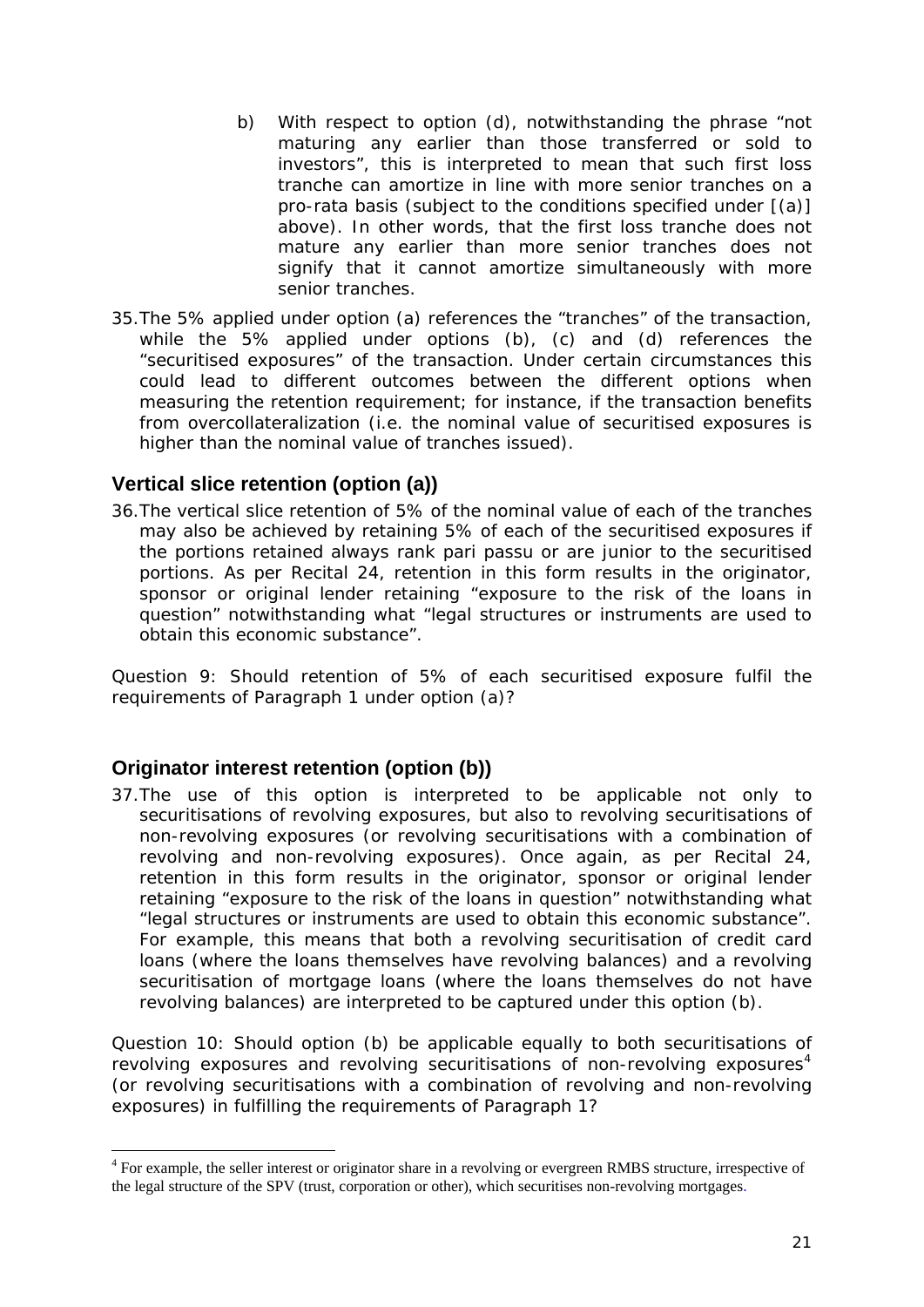b) With respect to option (d), notwithstanding the phrase "not maturing any earlier than those transferred or sold to investors", this is interpreted to mean that such first loss tranche can amortize in line with more senior tranches on a pro-rata basis (subject to the conditions specified under [(a)] above). In other words, that the first loss tranche does not mature any earlier than more senior tranches does not signify that it cannot amortize simultaneously with more senior tranches.

35. The 5% applied under option (a) references the "tranches" of the transaction, while the 5% applied under options (b), (c) and (d) references the "securitised exposures" of the transaction. Under certain circumstances this could lead to different outcomes between the different options when measuring the retention requirement; for instance, if the transaction benefits from overcollateralization (i.e. the nominal value of securitised exposures is higher than the nominal value of tranches issued).

## Vertical slice retention (option (a))

36. The vertical slice retention of 5% of the nominal value of each of the tranches may also be achieved by retaining 5% of each of the securitised exposures if the portions retained always rank pari passu or are junior to the securitised portions. As per Recital 24, retention in this form results in the originator, sponsor or original lender retaining "exposure to the risk of the loans in question" notwithstanding what "legal structures or instruments are used to obtain this economic substance".

*Question 9: Should retention of 5% of each securitised exposure fulfil the requirements of Paragraph 1 under option (a)?*

## Originator interest retention (option (b))

37. The use of this option is interpreted to be applicable not only to securitisations of revolving exposures, but also to revolving securitisations of non-revolving exposures (or revolving securitisations with a combination of revolving and non-revolving exposures). Once again, as per Recital 24, retention in this form results in the originator, sponsor or original lender retaining "exposure to the risk of the loans in question" notwithstanding what "legal structures or instruments are used to obtain this economic substance". For example, this means that both a revolving securitisation of credit card loans (where the loans themselves have revolving balances) and a revolving securitisation of mortgage loans (where the loans themselves do not have revolving balances) are interpreted to be captured under this option (b).

*Question 10: Should option (b) be applicable equally to both securitisations of revolving exposures and revolving securitisations of non-revolving exposures[4] (or revolving securitisations with a combination of revolving and non-revolving exposures) in fulfilling the requirements of Paragraph 1?*

[4] For example, the seller interest or originator share in a revolving or evergreen RMBS structure, irrespective of the legal structure of the SPV (trust, corporation or other), which securitises non-revolving mortgages.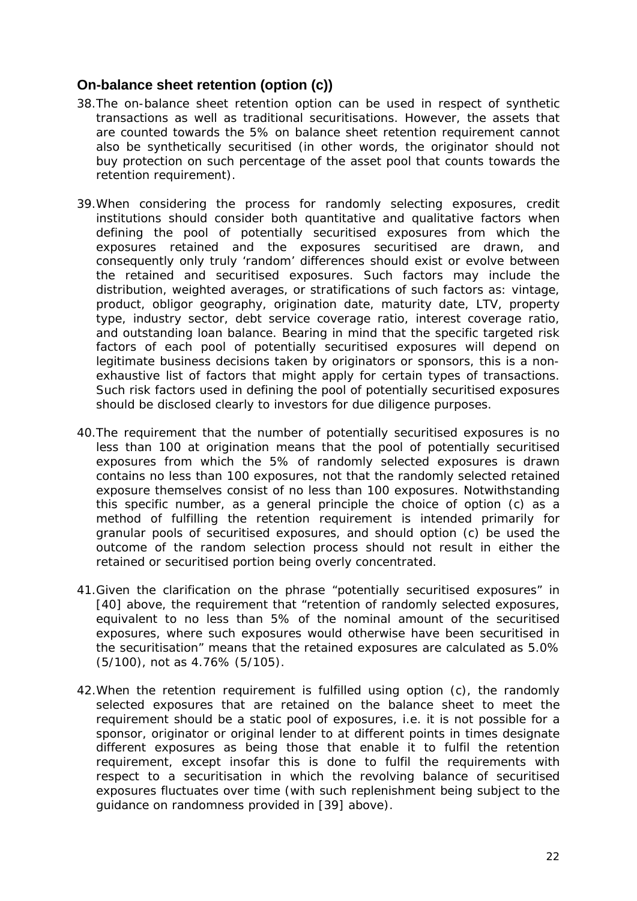## On-balance sheet retention (option (c))

38. The on-balance sheet retention option can be used in respect of synthetic transactions as well as traditional securitisations. However, the assets that are counted towards the 5% on balance sheet retention requirement cannot also be synthetically securitised (in other words, the originator should not buy protection on such percentage of the asset pool that counts towards the retention requirement).

39. When considering the process for randomly selecting exposures, credit institutions should consider both quantitative and qualitative factors when defining the pool of potentially securitised exposures from which the exposures retained and the exposures securitised are drawn, and consequently only truly 'random' differences should exist or evolve between the retained and securitised exposures. Such factors may include the distribution, weighted averages, or stratifications of such factors as: vintage, product, obligor geography, origination date, maturity date, LTV, property type, industry sector, debt service coverage ratio, interest coverage ratio, and outstanding loan balance. Bearing in mind that the specific targeted risk factors of each pool of potentially securitised exposures will depend on legitimate business decisions taken by originators or sponsors, this is a non-exhaustive list of factors that might apply for certain types of transactions. Such risk factors used in defining the pool of potentially securitised exposures should be disclosed clearly to investors for due diligence purposes.

40. The requirement that the number of potentially securitised exposures is no less than 100 at origination means that the pool of potentially securitised exposures from which the 5% of randomly selected exposures is drawn contains no less than 100 exposures, not that the randomly selected retained exposure themselves consist of no less than 100 exposures. Notwithstanding this specific number, as a general principle the choice of option (c) as a method of fulfilling the retention requirement is intended primarily for granular pools of securitised exposures, and should option (c) be used the outcome of the random selection process should not result in either the retained or securitised portion being overly concentrated.

41. Given the clarification on the phrase "potentially securitised exposures" in [40] above, the requirement that "retention of randomly selected exposures, equivalent to no less than 5% of the nominal amount of the securitised exposures, where such exposures would otherwise have been securitised in the securitisation" means that the retained exposures are calculated as 5.0% (5/100), not as 4.76% (5/105).

42. When the retention requirement is fulfilled using option (c), the randomly selected exposures that are retained on the balance sheet to meet the requirement should be a static pool of exposures, i.e. it is not possible for a sponsor, originator or original lender to at different points in times designate different exposures as being those that enable it to fulfil the retention requirement, except insofar this is done to fulfil the requirements with respect to a securitisation in which the revolving balance of securitised exposures fluctuates over time (with such replenishment being subject to the guidance on randomness provided in [39] above).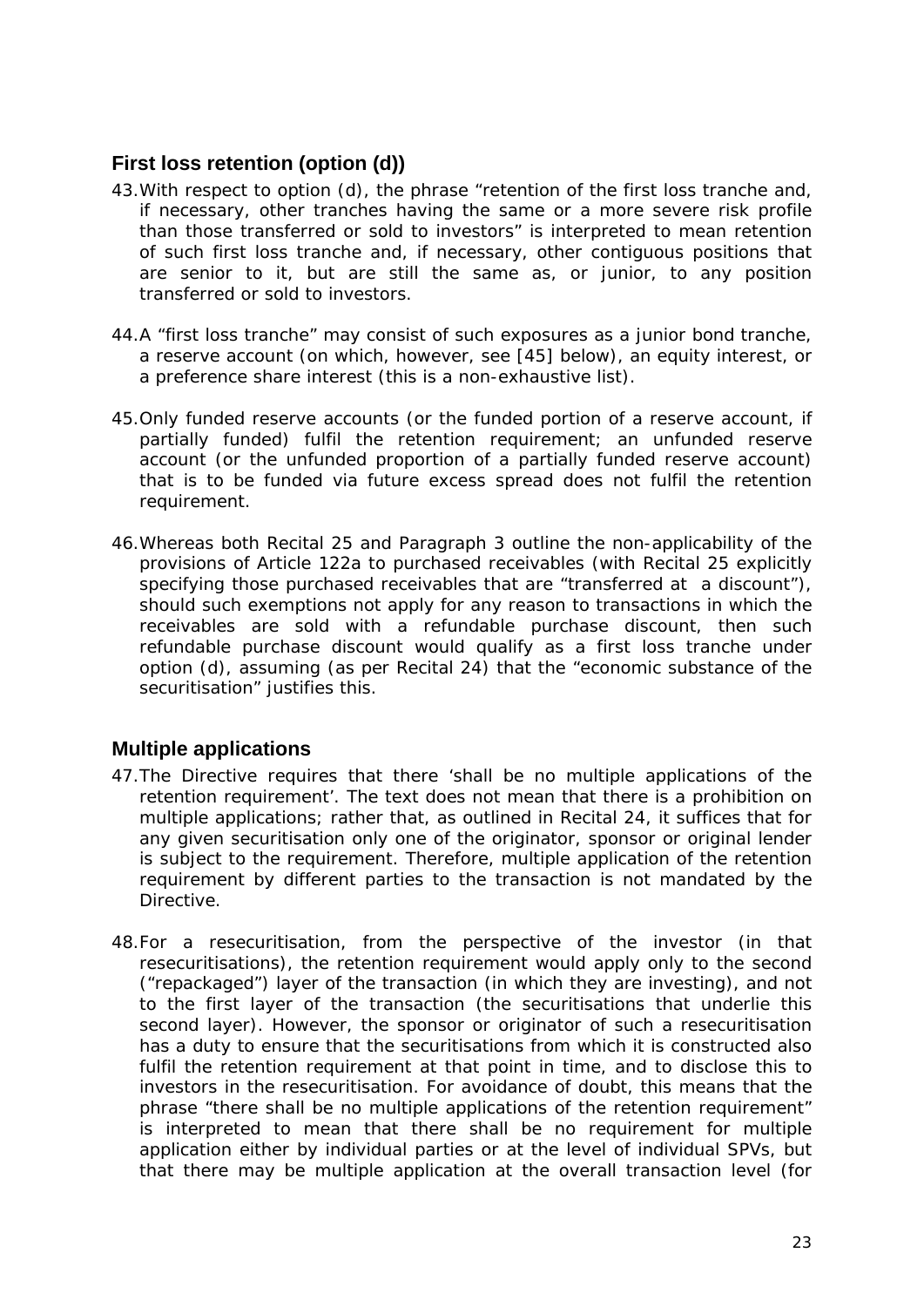## First loss retention (option (d))

43. With respect to option (d), the phrase "retention of the first loss tranche and, if necessary, other tranches having the same or a more severe risk profile than those transferred or sold to investors" is interpreted to mean retention of such first loss tranche and, if necessary, other contiguous positions that are senior to it, but are still the same as, or junior, to any position transferred or sold to investors.

44. A "first loss tranche" may consist of such exposures as a junior bond tranche, a reserve account (on which, however, see [45] below), an equity interest, or a preference share interest (this is a non-exhaustive list).

45. Only funded reserve accounts (or the funded portion of a reserve account, if partially funded) fulfil the retention requirement; an unfunded reserve account (or the unfunded proportion of a partially funded reserve account) that is to be funded via future excess spread does not fulfil the retention requirement.

46. Whereas both Recital 25 and Paragraph 3 outline the non-applicability of the provisions of Article 122a to purchased receivables (with Recital 25 explicitly specifying those purchased receivables that are "transferred at a discount"), should such exemptions not apply for any reason to transactions in which the receivables are sold with a refundable purchase discount, then such refundable purchase discount would qualify as a first loss tranche under option (d), assuming (as per Recital 24) that the "economic substance of the securitisation" justifies this.

## Multiple applications

47. The Directive requires that there 'shall be no multiple applications of the retention requirement'. The text does not mean that there is a prohibition on multiple applications; rather that, as outlined in Recital 24, it suffices that for any given securitisation only one of the originator, sponsor or original lender is subject to the requirement. Therefore, multiple application of the retention requirement by different parties to the transaction is not mandated by the Directive.

48. For a resecuritisation, from the perspective of the investor (in that resecuritisations), the retention requirement would apply only to the second ("repackaged") layer of the transaction (in which they are investing), and not to the first layer of the transaction (the securitisations that underlie this second layer). However, the sponsor or originator of such a resecuritisation has a duty to ensure that the securitisations from which it is constructed also fulfil the retention requirement at that point in time, and to disclose this to investors in the resecuritisation. For avoidance of doubt, this means that the phrase "there shall be no multiple applications of the retention requirement" is interpreted to mean that there shall be no requirement for multiple application either by individual parties or at the level of individual SPVs, but that there may be multiple application at the overall transaction level (for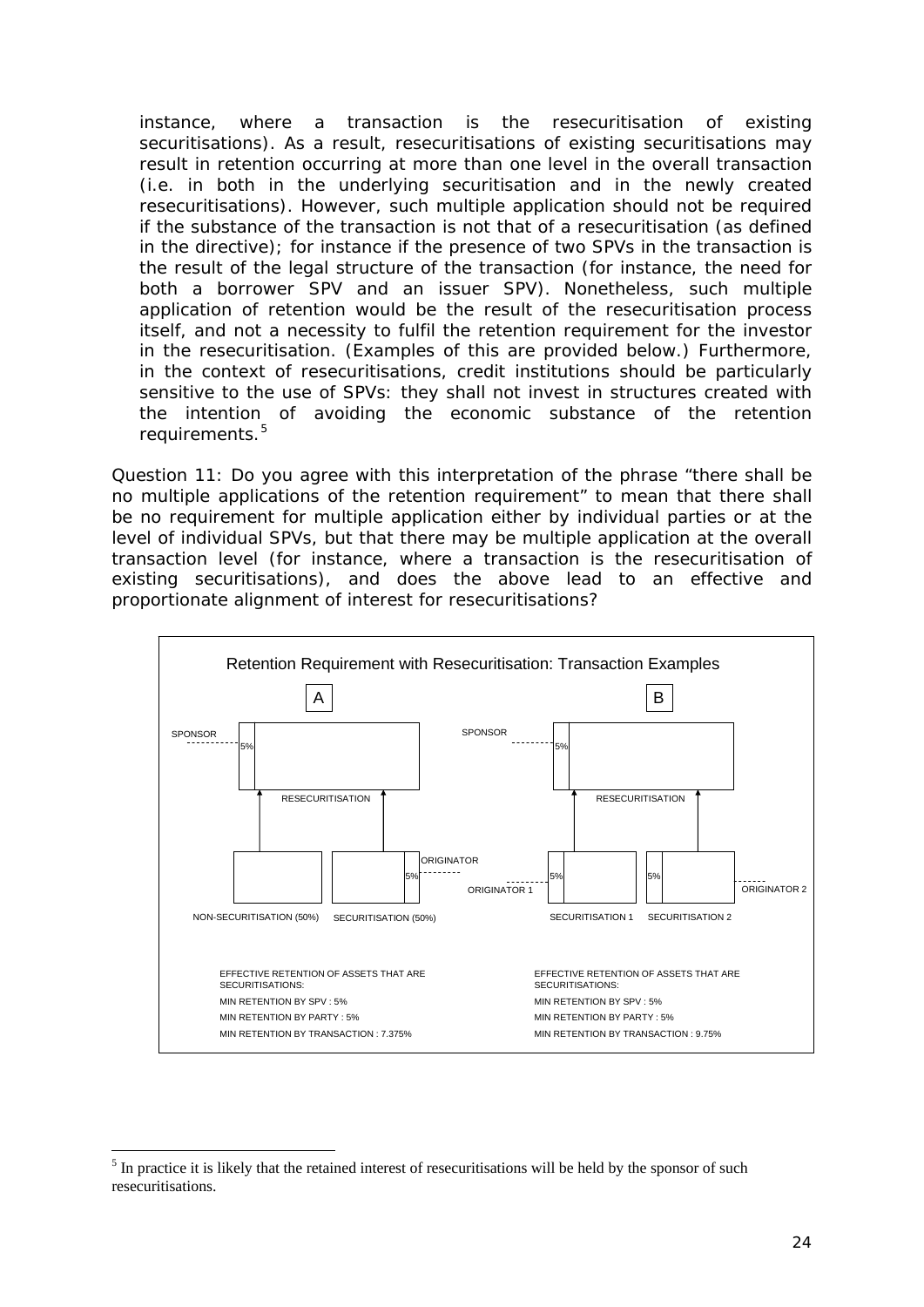instance, where a transaction is the resecuritisation of existing securitisations). As a result, resecuritisations of existing securitisations may result in retention occurring at more than one level in the overall transaction (i.e. in both in the underlying securitisation and in the newly created resecuritisations). However, such multiple application should not be required if the substance of the transaction is not that of a resecuritisation (as defined in the directive); for instance if the presence of two SPVs in the transaction is the result of the legal structure of the transaction (for instance, the need for both a borrower SPV and an issuer SPV). Nonetheless, such multiple application of retention would be the result of the resecuritisation process itself, and not a necessity to fulfil the retention requirement for the investor in the resecuritisation. (Examples of this are provided below.) Furthermore, in the context of resecuritisations, credit institutions should be particularly sensitive to the use of SPVs: they shall not invest in structures created with the intention of avoiding the economic substance of the retention requirements.[5]

Question 11: Do you agree with this interpretation of the phrase "there shall be no multiple applications of the retention requirement" to mean that there shall be no requirement for multiple application either by individual parties or at the level of individual SPVs, but that there may be multiple application at the overall transaction level (for instance, where a transaction is the resecuritisation of existing securitisations), and does the above lead to an effective and proportionate alignment of interest for resecuritisations?

Retention Requirement with Resecuritisation: Transaction Examples

| | A | B |
|---|---|---|
| Structure | SPONSOR (5%) – RESECURITISATION; underlying: NON-SECURITISATION (50%), SECURITISATION (50%) with ORIGINATOR (5%) | SPONSOR (5%) – RESECURITISATION; underlying: SECURITISATION 1 with ORIGINATOR 1 (5%), SECURITISATION 2 with ORIGINATOR 2 (5%) |
| EFFECTIVE RETENTION OF ASSETS THAT ARE SECURITISATIONS: | | |
| MIN RETENTION BY SPV | 5% | 5% |
| MIN RETENTION BY PARTY | 5% | 5% |
| MIN RETENTION BY TRANSACTION | 7.375% | 9.75% |

[5] In practice it is likely that the retained interest of resecuritisations will be held by the sponsor of such resecuritisations.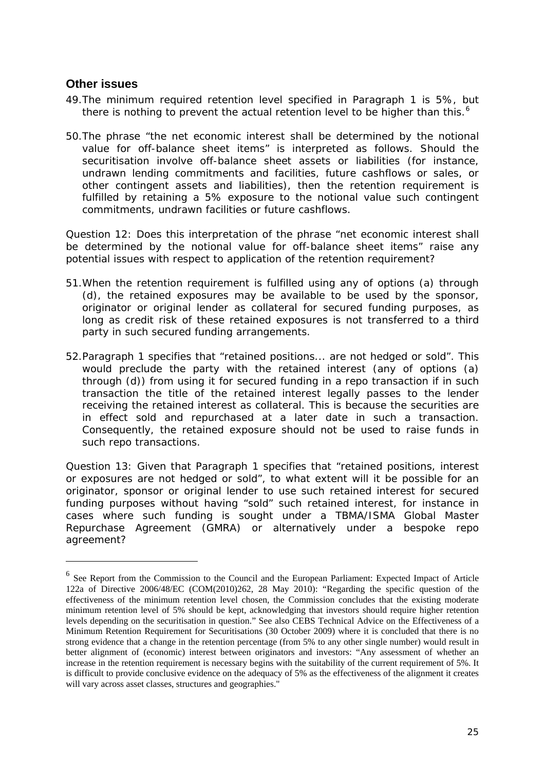## Other issues

49. The minimum required retention level specified in Paragraph 1 is 5%, but there is nothing to prevent the actual retention level to be higher than this.[6]

50. The phrase "the net economic interest shall be determined by the notional value for off-balance sheet items" is interpreted as follows. Should the securitisation involve off-balance sheet assets or liabilities (for instance, undrawn lending commitments and facilities, future cashflows or sales, or other contingent assets and liabilities), then the retention requirement is fulfilled by retaining a 5% exposure to the notional value such contingent commitments, undrawn facilities or future cashflows.

Question 12: Does this interpretation of the phrase "net economic interest shall be determined by the notional value for off-balance sheet items" raise any potential issues with respect to application of the retention requirement?

51. When the retention requirement is fulfilled using any of options (a) through (d), the retained exposures may be available to be used by the sponsor, originator or original lender as collateral for secured funding purposes, as long as credit risk of these retained exposures is not transferred to a third party in such secured funding arrangements.

52. Paragraph 1 specifies that "retained positions... are not hedged or sold". This would preclude the party with the retained interest (any of options (a) through (d)) from using it for secured funding in a repo transaction if in such transaction the title of the retained interest legally passes to the lender receiving the retained interest as collateral. This is because the securities are in effect sold and repurchased at a later date in such a transaction. Consequently, the retained exposure should not be used to raise funds in such repo transactions.

Question 13: Given that Paragraph 1 specifies that "retained positions, interest or exposures are not hedged or sold", to what extent will it be possible for an originator, sponsor or original lender to use such retained interest for secured funding purposes without having "sold" such retained interest, for instance in cases where such funding is sought under a TBMA/ISMA Global Master Repurchase Agreement (GMRA) or alternatively under a bespoke repo agreement?

---

[6] See Report from the Commission to the Council and the European Parliament: Expected Impact of Article 122a of Directive 2006/48/EC (COM(2010)262, 28 May 2010): "Regarding the specific question of the effectiveness of the minimum retention level chosen, the Commission concludes that the existing moderate minimum retention level of 5% should be kept, acknowledging that investors should require higher retention levels depending on the securitisation in question." See also CEBS Technical Advice on the Effectiveness of a Minimum Retention Requirement for Securitisations (30 October 2009) where it is concluded that there is no strong evidence that a change in the retention percentage (from 5% to any other single number) would result in better alignment of (economic) interest between originators and investors: "Any assessment of whether an increase in the retention requirement is necessary begins with the suitability of the current requirement of 5%. It is difficult to provide conclusive evidence on the adequacy of 5% as the effectiveness of the alignment it creates will vary across asset classes, structures and geographies."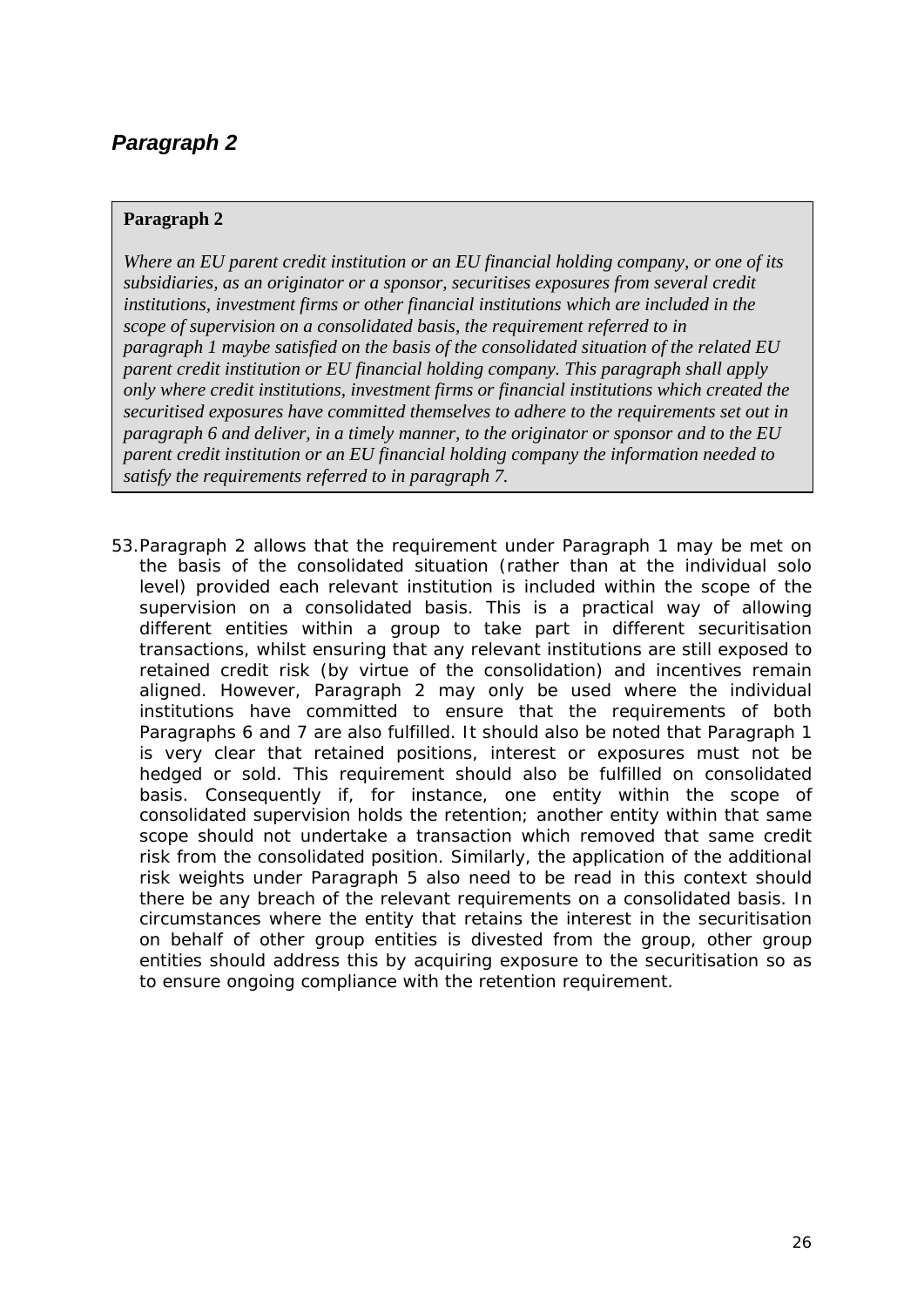## *Paragraph 2*

> **Paragraph 2**
>
> *Where an EU parent credit institution or an EU financial holding company, or one of its subsidiaries, as an originator or a sponsor, securitises exposures from several credit institutions, investment firms or other financial institutions which are included in the scope of supervision on a consolidated basis, the requirement referred to in paragraph 1 maybe satisfied on the basis of the consolidated situation of the related EU parent credit institution or EU financial holding company. This paragraph shall apply only where credit institutions, investment firms or financial institutions which created the securitised exposures have committed themselves to adhere to the requirements set out in paragraph 6 and deliver, in a timely manner, to the originator or sponsor and to the EU parent credit institution or an EU financial holding company the information needed to satisfy the requirements referred to in paragraph 7.*

53. Paragraph 2 allows that the requirement under Paragraph 1 may be met on the basis of the consolidated situation (rather than at the individual solo level) provided each relevant institution is included within the scope of the supervision on a consolidated basis. This is a practical way of allowing different entities within a group to take part in different securitisation transactions, whilst ensuring that any relevant institutions are still exposed to retained credit risk (by virtue of the consolidation) and incentives remain aligned. However, Paragraph 2 may only be used where the individual institutions have committed to ensure that the requirements of both Paragraphs 6 and 7 are also fulfilled. It should also be noted that Paragraph 1 is very clear that retained positions, interest or exposures must not be hedged or sold. This requirement should also be fulfilled on consolidated basis. Consequently if, for instance, one entity within the scope of consolidated supervision holds the retention; another entity within that same scope should not undertake a transaction which removed that same credit risk from the consolidated position. Similarly, the application of the additional risk weights under Paragraph 5 also need to be read in this context should there be any breach of the relevant requirements on a consolidated basis. In circumstances where the entity that retains the interest in the securitisation on behalf of other group entities is divested from the group, other group entities should address this by acquiring exposure to the securitisation so as to ensure ongoing compliance with the retention requirement.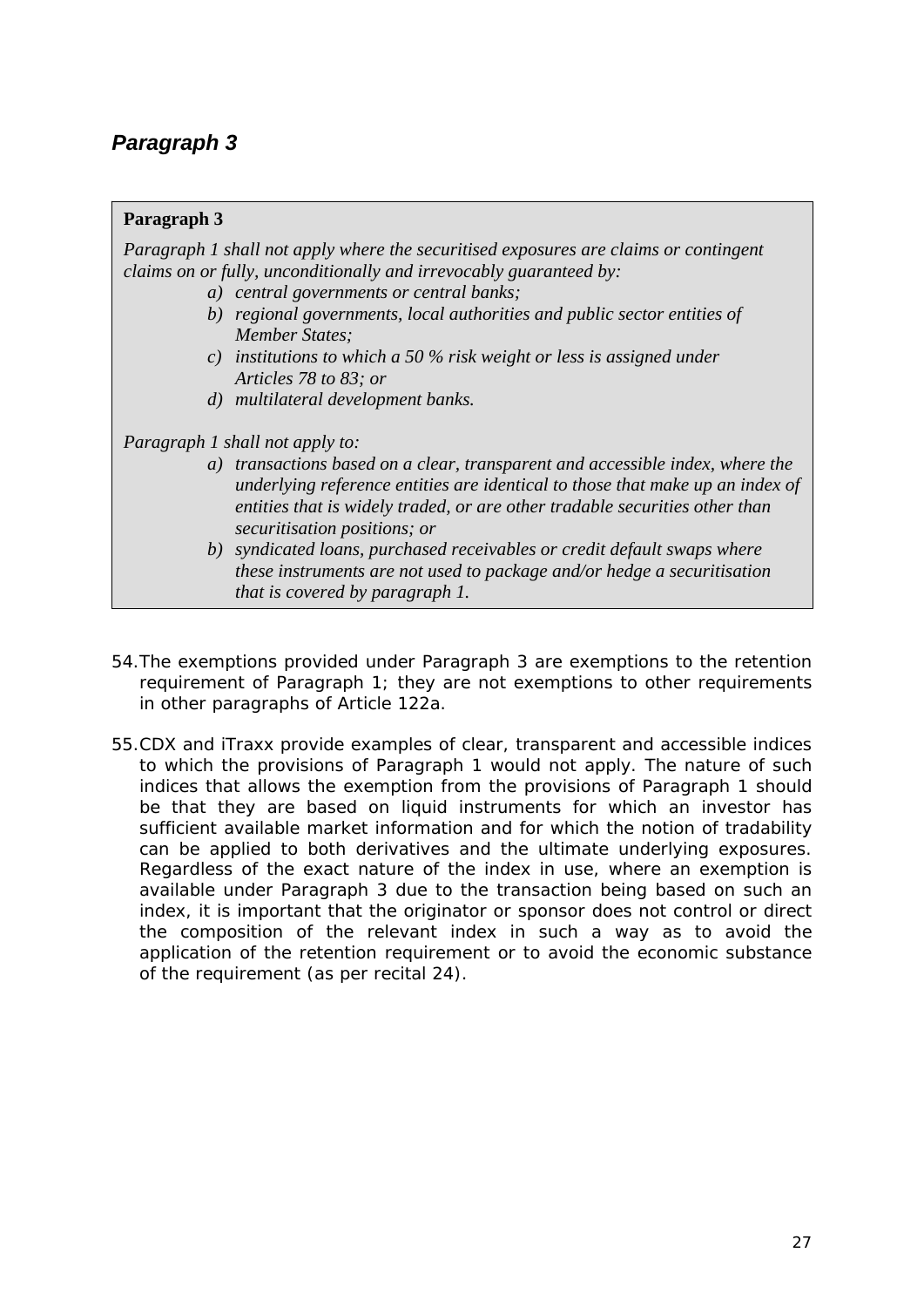## *Paragraph 3*

> **Paragraph 3**
>
> *Paragraph 1 shall not apply where the securitised exposures are claims or contingent claims on or fully, unconditionally and irrevocably guaranteed by:*
>
> *a) central governments or central banks;*
> *b) regional governments, local authorities and public sector entities of Member States;*
> *c) institutions to which a 50 % risk weight or less is assigned under Articles 78 to 83; or*
> *d) multilateral development banks.*
>
> *Paragraph 1 shall not apply to:*
>
> *a) transactions based on a clear, transparent and accessible index, where the underlying reference entities are identical to those that make up an index of entities that is widely traded, or are other tradable securities other than securitisation positions; or*
> *b) syndicated loans, purchased receivables or credit default swaps where these instruments are not used to package and/or hedge a securitisation that is covered by paragraph 1.*

54. The exemptions provided under Paragraph 3 are exemptions to the retention requirement of Paragraph 1; they are not exemptions to other requirements in other paragraphs of Article 122a.

55. CDX and iTraxx provide examples of clear, transparent and accessible indices to which the provisions of Paragraph 1 would not apply. The nature of such indices that allows the exemption from the provisions of Paragraph 1 should be that they are based on liquid instruments for which an investor has sufficient available market information and for which the notion of tradability can be applied to both derivatives and the ultimate underlying exposures. Regardless of the exact nature of the index in use, where an exemption is available under Paragraph 3 due to the transaction being based on such an index, it is important that the originator or sponsor does not control or direct the composition of the relevant index in such a way as to avoid the application of the retention requirement or to avoid the economic substance of the requirement (as per recital 24).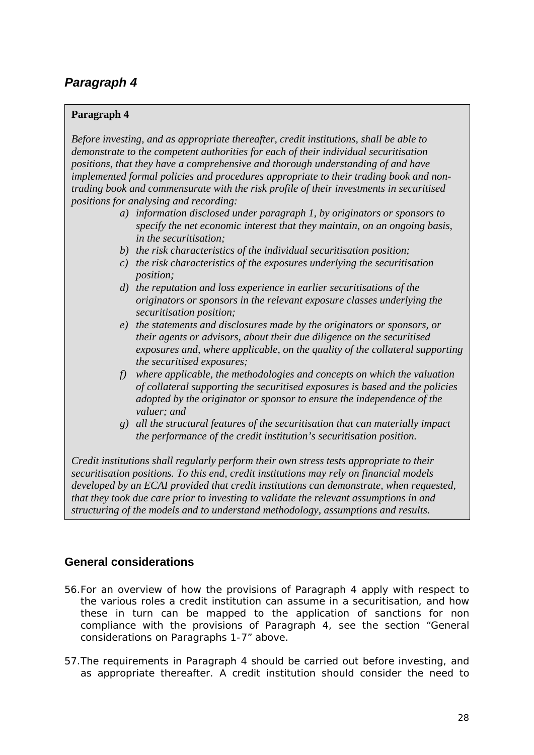## *Paragraph 4*

**Paragraph 4**

*Before investing, and as appropriate thereafter, credit institutions, shall be able to demonstrate to the competent authorities for each of their individual securitisation positions, that they have a comprehensive and thorough understanding of and have implemented formal policies and procedures appropriate to their trading book and non-trading book and commensurate with the risk profile of their investments in securitised positions for analysing and recording:*

- *a) information disclosed under paragraph 1, by originators or sponsors to specify the net economic interest that they maintain, on an ongoing basis, in the securitisation;*
- *b) the risk characteristics of the individual securitisation position;*
- *c) the risk characteristics of the exposures underlying the securitisation position;*
- *d) the reputation and loss experience in earlier securitisations of the originators or sponsors in the relevant exposure classes underlying the securitisation position;*
- *e) the statements and disclosures made by the originators or sponsors, or their agents or advisors, about their due diligence on the securitised exposures and, where applicable, on the quality of the collateral supporting the securitised exposures;*
- *f) where applicable, the methodologies and concepts on which the valuation of collateral supporting the securitised exposures is based and the policies adopted by the originator or sponsor to ensure the independence of the valuer; and*
- *g) all the structural features of the securitisation that can materially impact the performance of the credit institution's securitisation position.*

*Credit institutions shall regularly perform their own stress tests appropriate to their securitisation positions. To this end, credit institutions may rely on financial models developed by an ECAI provided that credit institutions can demonstrate, when requested, that they took due care prior to investing to validate the relevant assumptions in and structuring of the models and to understand methodology, assumptions and results.*

### General considerations

56. For an overview of how the provisions of Paragraph 4 apply with respect to the various roles a credit institution can assume in a securitisation, and how these in turn can be mapped to the application of sanctions for non compliance with the provisions of Paragraph 4, see the section "General considerations on Paragraphs 1-7" above.

57. The requirements in Paragraph 4 should be carried out before investing, and as appropriate thereafter. A credit institution should consider the need to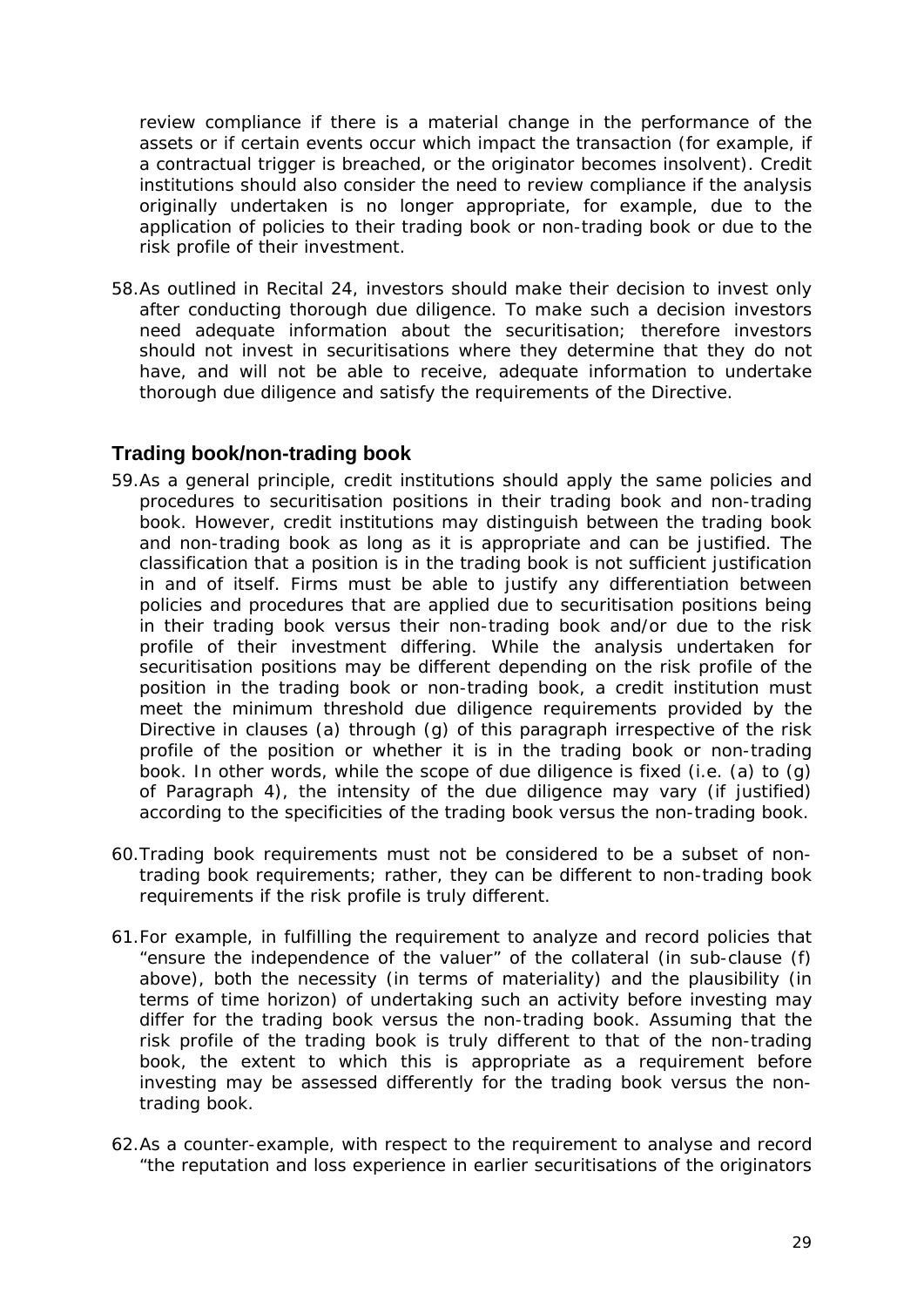review compliance if there is a material change in the performance of the assets or if certain events occur which impact the transaction (for example, if a contractual trigger is breached, or the originator becomes insolvent). Credit institutions should also consider the need to review compliance if the analysis originally undertaken is no longer appropriate, for example, due to the application of policies to their trading book or non-trading book or due to the risk profile of their investment.

58. As outlined in Recital 24, investors should make their decision to invest only after conducting thorough due diligence. To make such a decision investors need adequate information about the securitisation; therefore investors should not invest in securitisations where they determine that they do not have, and will not be able to receive, adequate information to undertake thorough due diligence and satisfy the requirements of the Directive.

## Trading book/non-trading book

59. As a general principle, credit institutions should apply the same policies and procedures to securitisation positions in their trading book and non-trading book. However, credit institutions may distinguish between the trading book and non-trading book as long as it is appropriate and can be justified. The classification that a position is in the trading book is not sufficient justification in and of itself. Firms must be able to justify any differentiation between policies and procedures that are applied due to securitisation positions being in their trading book versus their non-trading book and/or due to the risk profile of their investment differing. While the analysis undertaken for securitisation positions may be different depending on the risk profile of the position in the trading book or non-trading book, a credit institution must meet the minimum threshold due diligence requirements provided by the Directive in clauses (a) through (g) of this paragraph irrespective of the risk profile of the position or whether it is in the trading book or non-trading book. In other words, while the scope of due diligence is fixed (i.e. (a) to (g) of Paragraph 4), the intensity of the due diligence may vary (if justified) according to the specificities of the trading book versus the non-trading book.

60. Trading book requirements must not be considered to be a subset of non-trading book requirements; rather, they can be different to non-trading book requirements if the risk profile is truly different.

61. For example, in fulfilling the requirement to analyze and record policies that "ensure the independence of the valuer" of the collateral (in sub-clause (f) above), both the necessity (in terms of materiality) and the plausibility (in terms of time horizon) of undertaking such an activity before investing may differ for the trading book versus the non-trading book. Assuming that the risk profile of the trading book is truly different to that of the non-trading book, the extent to which this is appropriate as a requirement before investing may be assessed differently for the trading book versus the non-trading book.

62. As a counter-example, with respect to the requirement to analyse and record "the reputation and loss experience in earlier securitisations of the originators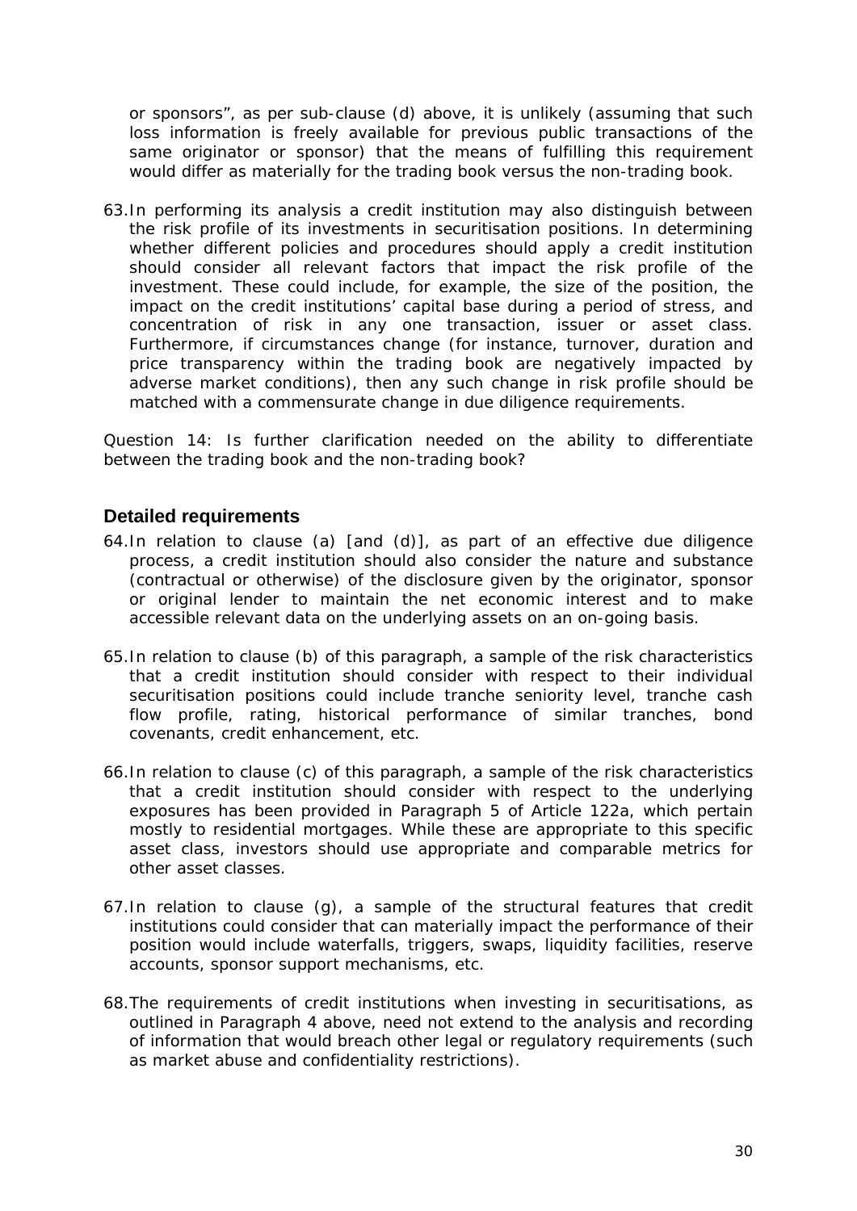or sponsors", as per sub-clause (d) above, it is unlikely (assuming that such loss information is freely available for previous public transactions of the same originator or sponsor) that the means of fulfilling this requirement would differ as materially for the trading book versus the non-trading book.

63. In performing its analysis a credit institution may also distinguish between the risk profile of its investments in securitisation positions. In determining whether different policies and procedures should apply a credit institution should consider all relevant factors that impact the risk profile of the investment. These could include, for example, the size of the position, the impact on the credit institutions' capital base during a period of stress, and concentration of risk in any one transaction, issuer or asset class. Furthermore, if circumstances change (for instance, turnover, duration and price transparency within the trading book are negatively impacted by adverse market conditions), then any such change in risk profile should be matched with a commensurate change in due diligence requirements.

*Question 14: Is further clarification needed on the ability to differentiate between the trading book and the non-trading book?*

## Detailed requirements

64. In relation to clause (a) [and (d)], as part of an effective due diligence process, a credit institution should also consider the nature and substance (contractual or otherwise) of the disclosure given by the originator, sponsor or original lender to maintain the net economic interest and to make accessible relevant data on the underlying assets on an on-going basis.

65. In relation to clause (b) of this paragraph, a sample of the risk characteristics that a credit institution should consider with respect to their individual securitisation positions could include tranche seniority level, tranche cash flow profile, rating, historical performance of similar tranches, bond covenants, credit enhancement, etc.

66. In relation to clause (c) of this paragraph, a sample of the risk characteristics that a credit institution should consider with respect to the underlying exposures has been provided in Paragraph 5 of Article 122a, which pertain mostly to residential mortgages. While these are appropriate to this specific asset class, investors should use appropriate and comparable metrics for other asset classes.

67. In relation to clause (g), a sample of the structural features that credit institutions could consider that can materially impact the performance of their position would include waterfalls, triggers, swaps, liquidity facilities, reserve accounts, sponsor support mechanisms, etc.

68. The requirements of credit institutions when investing in securitisations, as outlined in Paragraph 4 above, need not extend to the analysis and recording of information that would breach other legal or regulatory requirements (such as market abuse and confidentiality restrictions).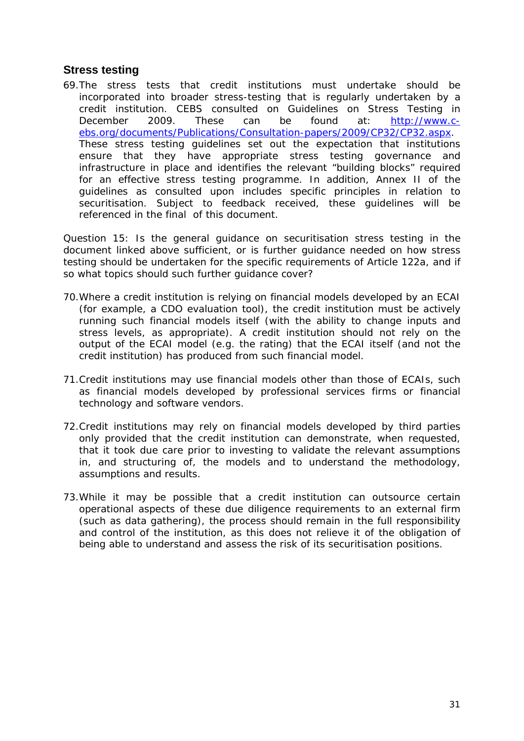## Stress testing

69. The stress tests that credit institutions must undertake should be incorporated into broader stress-testing that is regularly undertaken by a credit institution. CEBS consulted on Guidelines on Stress Testing in December 2009. These can be found at: http://www.c-ebs.org/documents/Publications/Consultation-papers/2009/CP32/CP32.aspx. These stress testing guidelines set out the expectation that institutions ensure that they have appropriate stress testing governance and infrastructure in place and identifies the relevant "building blocks" required for an effective stress testing programme. In addition, Annex II of the guidelines as consulted upon includes specific principles in relation to securitisation. Subject to feedback received, these guidelines will be referenced in the final of this document.

*Question 15: Is the general guidance on securitisation stress testing in the document linked above sufficient, or is further guidance needed on how stress testing should be undertaken for the specific requirements of Article 122a, and if so what topics should such further guidance cover?*

70. Where a credit institution is relying on financial models developed by an ECAI (for example, a CDO evaluation tool), the credit institution must be actively running such financial models itself (with the ability to change inputs and stress levels, as appropriate). A credit institution should not rely on the output of the ECAI model (e.g. the rating) that the ECAI itself (and not the credit institution) has produced from such financial model.

71. Credit institutions may use financial models other than those of ECAIs, such as financial models developed by professional services firms or financial technology and software vendors.

72. Credit institutions may rely on financial models developed by third parties only provided that the credit institution can demonstrate, when requested, that it took due care prior to investing to validate the relevant assumptions in, and structuring of, the models and to understand the methodology, assumptions and results.

73. While it may be possible that a credit institution can outsource certain operational aspects of these due diligence requirements to an external firm (such as data gathering), the process should remain in the full responsibility and control of the institution, as this does not relieve it of the obligation of being able to understand and assess the risk of its securitisation positions.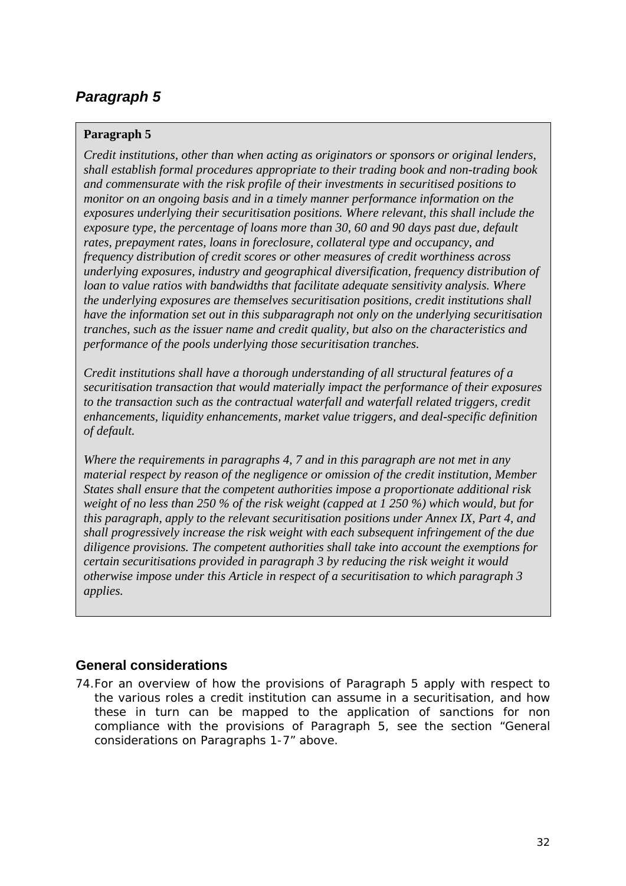## *Paragraph 5*

> **Paragraph 5**
>
> *Credit institutions, other than when acting as originators or sponsors or original lenders, shall establish formal procedures appropriate to their trading book and non-trading book and commensurate with the risk profile of their investments in securitised positions to monitor on an ongoing basis and in a timely manner performance information on the exposures underlying their securitisation positions. Where relevant, this shall include the exposure type, the percentage of loans more than 30, 60 and 90 days past due, default rates, prepayment rates, loans in foreclosure, collateral type and occupancy, and frequency distribution of credit scores or other measures of credit worthiness across underlying exposures, industry and geographical diversification, frequency distribution of loan to value ratios with bandwidths that facilitate adequate sensitivity analysis. Where the underlying exposures are themselves securitisation positions, credit institutions shall have the information set out in this subparagraph not only on the underlying securitisation tranches, such as the issuer name and credit quality, but also on the characteristics and performance of the pools underlying those securitisation tranches.*
>
> *Credit institutions shall have a thorough understanding of all structural features of a securitisation transaction that would materially impact the performance of their exposures to the transaction such as the contractual waterfall and waterfall related triggers, credit enhancements, liquidity enhancements, market value triggers, and deal-specific definition of default.*
>
> *Where the requirements in paragraphs 4, 7 and in this paragraph are not met in any material respect by reason of the negligence or omission of the credit institution, Member States shall ensure that the competent authorities impose a proportionate additional risk weight of no less than 250 % of the risk weight (capped at 1 250 %) which would, but for this paragraph, apply to the relevant securitisation positions under Annex IX, Part 4, and shall progressively increase the risk weight with each subsequent infringement of the due diligence provisions. The competent authorities shall take into account the exemptions for certain securitisations provided in paragraph 3 by reducing the risk weight it would otherwise impose under this Article in respect of a securitisation to which paragraph 3 applies.*

### General considerations

74. For an overview of how the provisions of Paragraph 5 apply with respect to the various roles a credit institution can assume in a securitisation, and how these in turn can be mapped to the application of sanctions for non compliance with the provisions of Paragraph 5, see the section "General considerations on Paragraphs 1-7" above.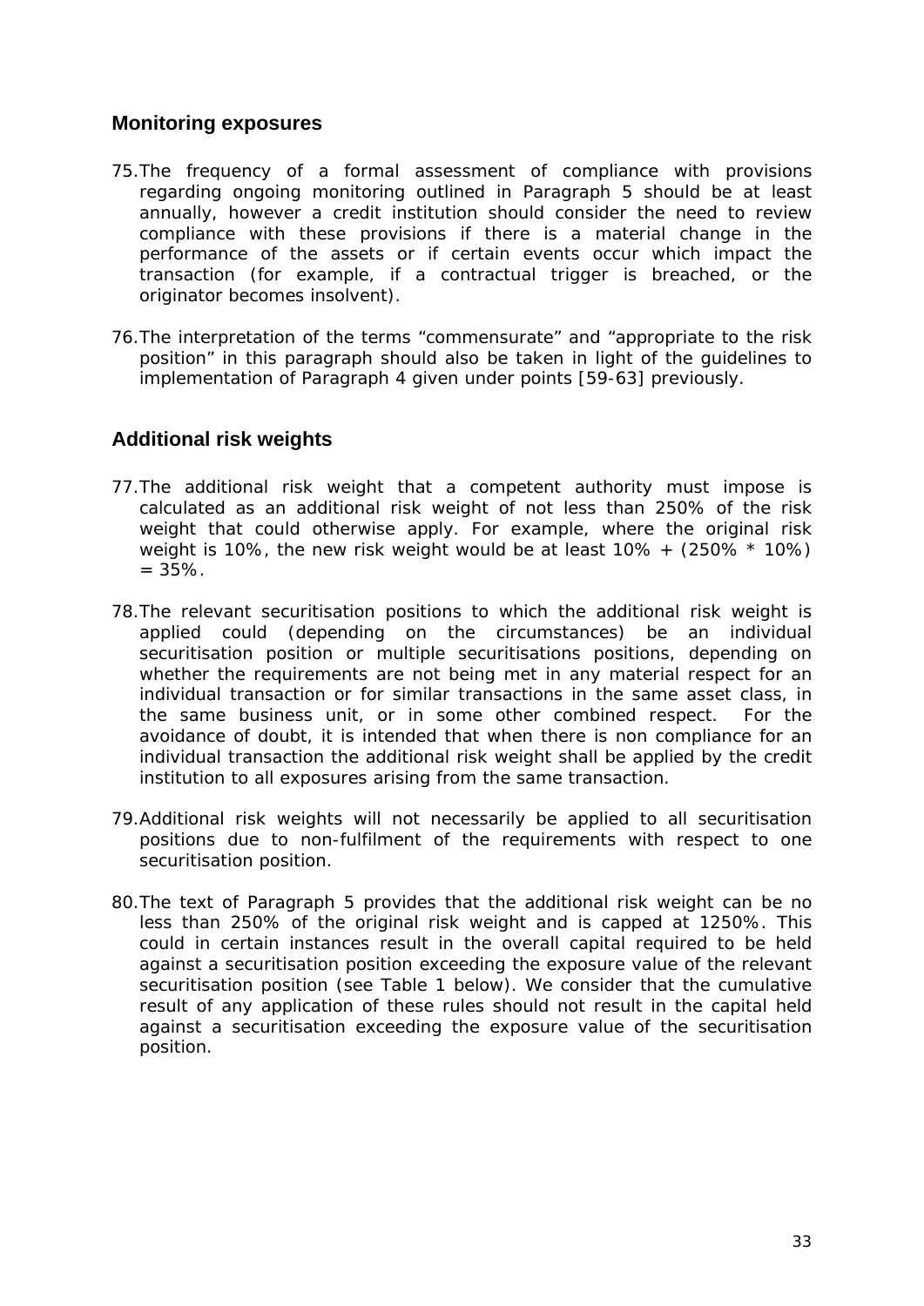## Monitoring exposures

75. The frequency of a formal assessment of compliance with provisions regarding ongoing monitoring outlined in Paragraph 5 should be at least annually, however a credit institution should consider the need to review compliance with these provisions if there is a material change in the performance of the assets or if certain events occur which impact the transaction (for example, if a contractual trigger is breached, or the originator becomes insolvent).

76. The interpretation of the terms "commensurate" and "appropriate to the risk position" in this paragraph should also be taken in light of the guidelines to implementation of Paragraph 4 given under points [59-63] previously.

## Additional risk weights

77. The additional risk weight that a competent authority must impose is calculated as an additional risk weight of not less than 250% of the risk weight that could otherwise apply. For example, where the original risk weight is 10%, the new risk weight would be at least 10% + (250% * 10%) = 35%.

78. The relevant securitisation positions to which the additional risk weight is applied could (depending on the circumstances) be an individual securitisation position or multiple securitisations positions, depending on whether the requirements are not being met in any material respect for an individual transaction or for similar transactions in the same asset class, in the same business unit, or in some other combined respect. For the avoidance of doubt, it is intended that when there is non compliance for an individual transaction the additional risk weight shall be applied by the credit institution to all exposures arising from the same transaction.

79. Additional risk weights will not necessarily be applied to all securitisation positions due to non-fulfilment of the requirements with respect to one securitisation position.

80. The text of Paragraph 5 provides that the additional risk weight can be no less than 250% of the original risk weight and is capped at 1250%. This could in certain instances result in the overall capital required to be held against a securitisation position exceeding the exposure value of the relevant securitisation position (see Table 1 below). We consider that the cumulative result of any application of these rules should not result in the capital held against a securitisation exceeding the exposure value of the securitisation position.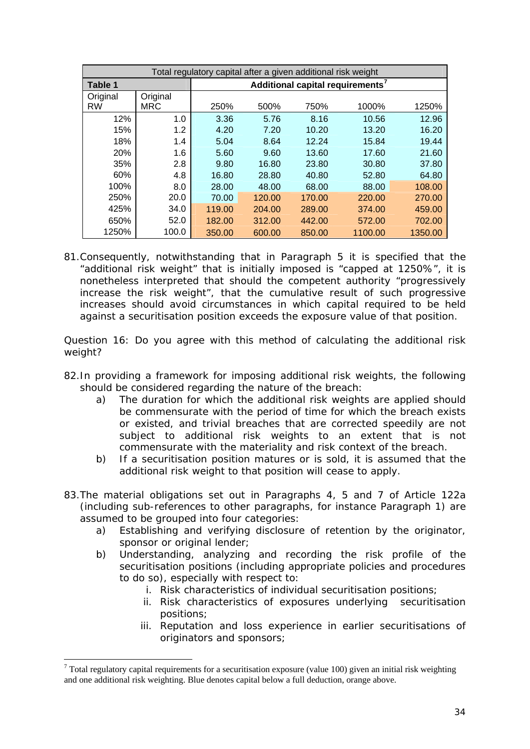| Total regulatory capital after a given additional risk weight | | | | | | |
|---|---|---|---|---|---|---|
| **Table 1** | | **Additional capital requirements[7]** | | | | |
| Original RW | Original MRC | 250% | 500% | 750% | 1000% | 1250% |
| 12% | 1.0 | 3.36 | 5.76 | 8.16 | 10.56 | 12.96 |
| 15% | 1.2 | 4.20 | 7.20 | 10.20 | 13.20 | 16.20 |
| 18% | 1.4 | 5.04 | 8.64 | 12.24 | 15.84 | 19.44 |
| 20% | 1.6 | 5.60 | 9.60 | 13.60 | 17.60 | 21.60 |
| 35% | 2.8 | 9.80 | 16.80 | 23.80 | 30.80 | 37.80 |
| 60% | 4.8 | 16.80 | 28.80 | 40.80 | 52.80 | 64.80 |
| 100% | 8.0 | 28.00 | 48.00 | 68.00 | 88.00 | 108.00 |
| 250% | 20.0 | 70.00 | 120.00 | 170.00 | 220.00 | 270.00 |
| 425% | 34.0 | 119.00 | 204.00 | 289.00 | 374.00 | 459.00 |
| 650% | 52.0 | 182.00 | 312.00 | 442.00 | 572.00 | 702.00 |
| 1250% | 100.0 | 350.00 | 600.00 | 850.00 | 1100.00 | 1350.00 |

81. Consequently, notwithstanding that in Paragraph 5 it is specified that the "additional risk weight" that is initially imposed is "capped at 1250%", it is nonetheless interpreted that should the competent authority "progressively increase the risk weight", that the cumulative result of such progressive increases should avoid circumstances in which capital required to be held against a securitisation position exceeds the exposure value of that position.

Question 16: Do you agree with this method of calculating the additional risk weight?

82. In providing a framework for imposing additional risk weights, the following should be considered regarding the nature of the breach:
    a) The duration for which the additional risk weights are applied should be commensurate with the period of time for which the breach exists or existed, and trivial breaches that are corrected speedily are not subject to additional risk weights to an extent that is not commensurate with the materiality and risk context of the breach.
    b) If a securitisation position matures or is sold, it is assumed that the additional risk weight to that position will cease to apply.

83. The material obligations set out in Paragraphs 4, 5 and 7 of Article 122a (including sub-references to other paragraphs, for instance Paragraph 1) are assumed to be grouped into four categories:
    a) Establishing and verifying disclosure of retention by the originator, sponsor or original lender;
    b) Understanding, analyzing and recording the risk profile of the securitisation positions (including appropriate policies and procedures to do so), especially with respect to:
        i. Risk characteristics of individual securitisation positions;
        ii. Risk characteristics of exposures underlying securitisation positions;
        iii. Reputation and loss experience in earlier securitisations of originators and sponsors;

[7] Total regulatory capital requirements for a securitisation exposure (value 100) given an initial risk weighting and one additional risk weighting. Blue denotes capital below a full deduction, orange above.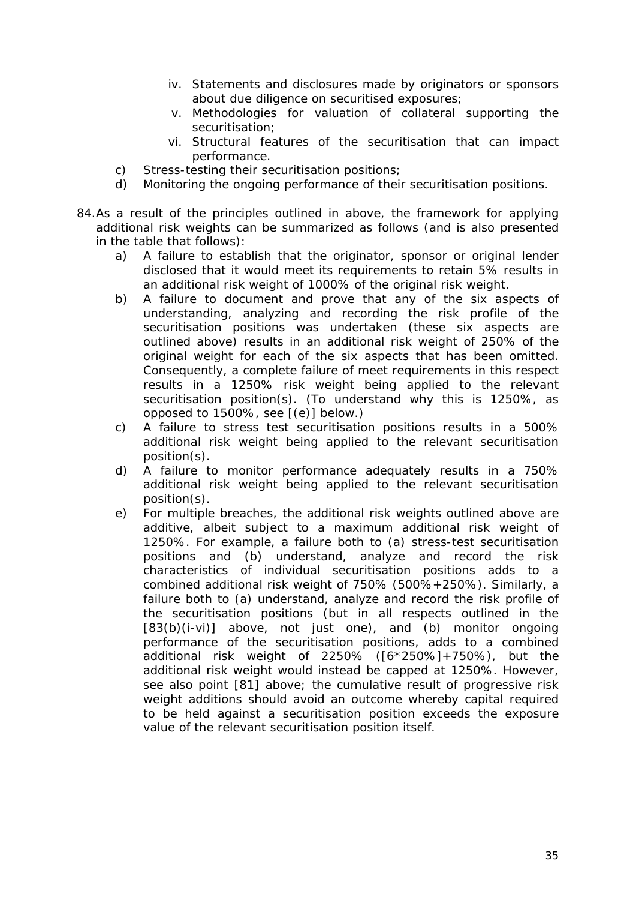iv. Statements and disclosures made by originators or sponsors about due diligence on securitised exposures;
v. Methodologies for valuation of collateral supporting the securitisation;
vi. Structural features of the securitisation that can impact performance.

c) Stress-testing their securitisation positions;
d) Monitoring the ongoing performance of their securitisation positions.

84. As a result of the principles outlined in above, the framework for applying additional risk weights can be summarized as follows (and is also presented in the table that follows):

a) A failure to establish that the originator, sponsor or original lender disclosed that it would meet its requirements to retain 5% results in an additional risk weight of 1000% of the original risk weight.
b) A failure to document and prove that any of the six aspects of understanding, analyzing and recording the risk profile of the securitisation positions was undertaken (these six aspects are outlined above) results in an additional risk weight of 250% of the original weight for each of the six aspects that has been omitted. Consequently, a complete failure of meet requirements in this respect results in a 1250% risk weight being applied to the relevant securitisation position(s). (To understand why this is 1250%, as opposed to 1500%, see [(e)] below.)
c) A failure to stress test securitisation positions results in a 500% additional risk weight being applied to the relevant securitisation position(s).
d) A failure to monitor performance adequately results in a 750% additional risk weight being applied to the relevant securitisation position(s).
e) For multiple breaches, the additional risk weights outlined above are additive, albeit subject to a maximum additional risk weight of 1250%. For example, a failure both to (a) stress-test securitisation positions and (b) understand, analyze and record the risk characteristics of individual securitisation positions adds to a combined additional risk weight of 750% (500%+250%). Similarly, a failure both to (a) understand, analyze and record the risk profile of the securitisation positions (but in all respects outlined in the [83(b)(i-vi)] above, not just one), and (b) monitor ongoing performance of the securitisation positions, adds to a combined additional risk weight of 2250% ([6*250%]+750%), but the additional risk weight would instead be capped at 1250%. However, see also point [81] above; the cumulative result of progressive risk weight additions should avoid an outcome whereby capital required to be held against a securitisation position exceeds the exposure value of the relevant securitisation position itself.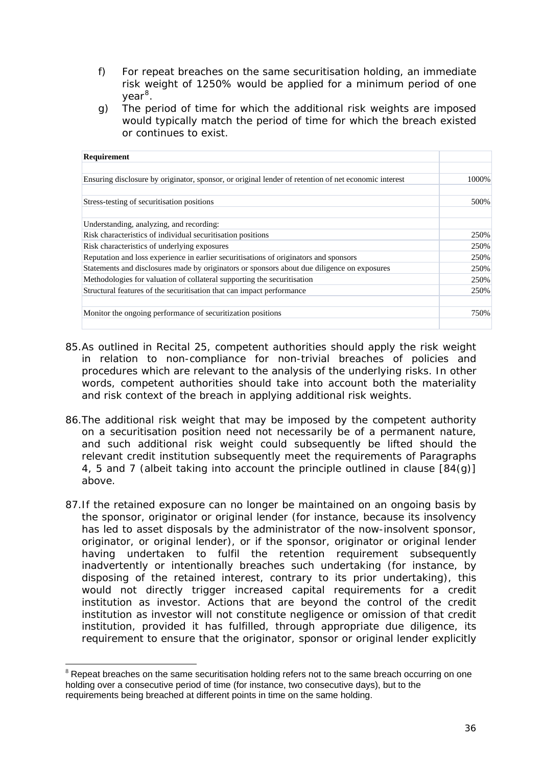f) For repeat breaches on the same securitisation holding, an immediate risk weight of 1250% would be applied for a minimum period of one year[8].

g) The period of time for which the additional risk weights are imposed would typically match the period of time for which the breach existed or continues to exist.

| Requirement | |
|---|---|
| | |
| Ensuring disclosure by originator, sponsor, or original lender of retention of net economic interest | 1000% |
| | |
| Stress-testing of securitisation positions | 500% |
| | |
| Understanding, analyzing, and recording: | |
| Risk characteristics of individual securitisation positions | 250% |
| Risk characteristics of underlying exposures | 250% |
| Reputation and loss experience in earlier securitisations of originators and sponsors | 250% |
| Statements and disclosures made by originators or sponsors about due diligence on exposures | 250% |
| Methodologies for valuation of collateral supporting the securitisation | 250% |
| Structural features of the securitisation that can impact performance | 250% |
| | |
| Monitor the ongoing performance of securitization positions | 750% |
| | |

85. As outlined in Recital 25, competent authorities should apply the risk weight in relation to non-compliance for non-trivial breaches of policies and procedures which are relevant to the analysis of the underlying risks. In other words, competent authorities should take into account both the materiality and risk context of the breach in applying additional risk weights.

86. The additional risk weight that may be imposed by the competent authority on a securitisation position need not necessarily be of a permanent nature, and such additional risk weight could subsequently be lifted should the relevant credit institution subsequently meet the requirements of Paragraphs 4, 5 and 7 (albeit taking into account the principle outlined in clause [84(g)] above.

87. If the retained exposure can no longer be maintained on an ongoing basis by the sponsor, originator or original lender (for instance, because its insolvency has led to asset disposals by the administrator of the now-insolvent sponsor, originator, or original lender), or if the sponsor, originator or original lender having undertaken to fulfil the retention requirement subsequently inadvertently or intentionally breaches such undertaking (for instance, by disposing of the retained interest, contrary to its prior undertaking), this would not directly trigger increased capital requirements for a credit institution as investor. Actions that are beyond the control of the credit institution as investor will not constitute negligence or omission of that credit institution, provided it has fulfilled, through appropriate due diligence, its requirement to ensure that the originator, sponsor or original lender explicitly

[8] Repeat breaches on the same securitisation holding refers not to the same breach occurring on one holding over a consecutive period of time (for instance, two consecutive days), but to the requirements being breached at different points in time on the same holding.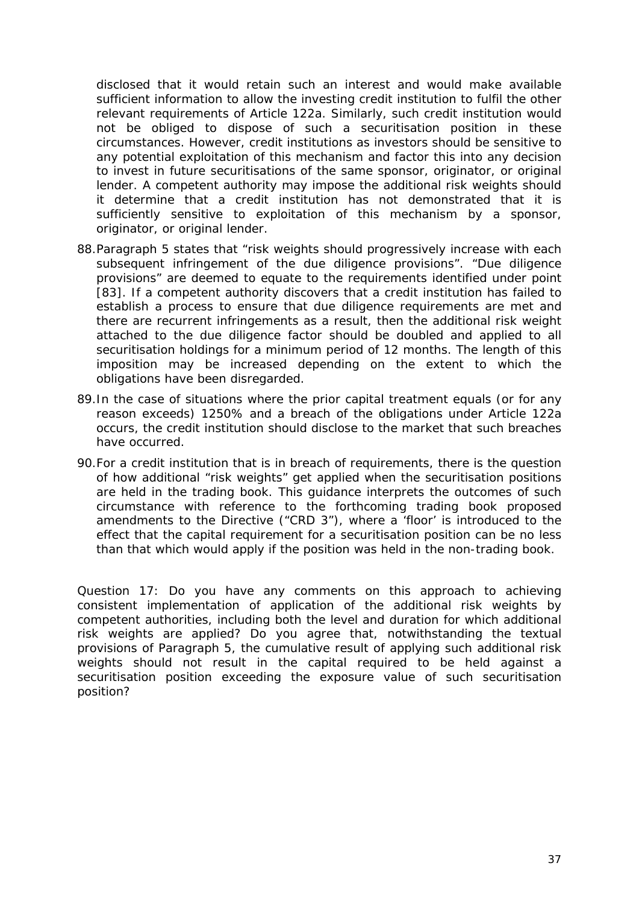disclosed that it would retain such an interest and would make available sufficient information to allow the investing credit institution to fulfil the other relevant requirements of Article 122a. Similarly, such credit institution would not be obliged to dispose of such a securitisation position in these circumstances. However, credit institutions as investors should be sensitive to any potential exploitation of this mechanism and factor this into any decision to invest in future securitisations of the same sponsor, originator, or original lender. A competent authority may impose the additional risk weights should it determine that a credit institution has not demonstrated that it is sufficiently sensitive to exploitation of this mechanism by a sponsor, originator, or original lender.

88. Paragraph 5 states that "risk weights should progressively increase with each subsequent infringement of the due diligence provisions". "Due diligence provisions" are deemed to equate to the requirements identified under point [83]. If a competent authority discovers that a credit institution has failed to establish a process to ensure that due diligence requirements are met and there are recurrent infringements as a result, then the additional risk weight attached to the due diligence factor should be doubled and applied to all securitisation holdings for a minimum period of 12 months. The length of this imposition may be increased depending on the extent to which the obligations have been disregarded.

89. In the case of situations where the prior capital treatment equals (or for any reason exceeds) 1250% and a breach of the obligations under Article 122a occurs, the credit institution should disclose to the market that such breaches have occurred.

90. For a credit institution that is in breach of requirements, there is the question of how additional "risk weights" get applied when the securitisation positions are held in the trading book. This guidance interprets the outcomes of such circumstance with reference to the forthcoming trading book proposed amendments to the Directive ("CRD 3"), where a 'floor' is introduced to the effect that the capital requirement for a securitisation position can be no less than that which would apply if the position was held in the non-trading book.

*Question 17: Do you have any comments on this approach to achieving consistent implementation of application of the additional risk weights by competent authorities, including both the level and duration for which additional risk weights are applied? Do you agree that, notwithstanding the textual provisions of Paragraph 5, the cumulative result of applying such additional risk weights should not result in the capital required to be held against a securitisation position exceeding the exposure value of such securitisation position?*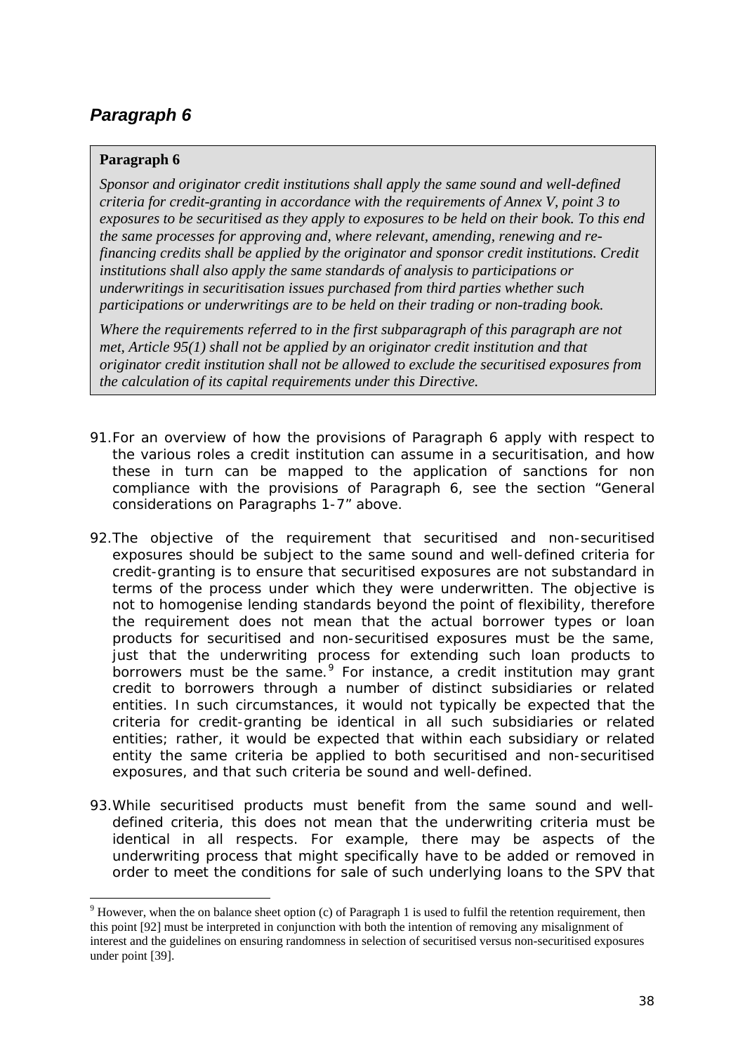## *Paragraph 6*

**Paragraph 6**

*Sponsor and originator credit institutions shall apply the same sound and well-defined criteria for credit-granting in accordance with the requirements of Annex V, point 3 to exposures to be securitised as they apply to exposures to be held on their book. To this end the same processes for approving and, where relevant, amending, renewing and re-financing credits shall be applied by the originator and sponsor credit institutions. Credit institutions shall also apply the same standards of analysis to participations or underwritings in securitisation issues purchased from third parties whether such participations or underwritings are to be held on their trading or non-trading book.*

*Where the requirements referred to in the first subparagraph of this paragraph are not met, Article 95(1) shall not be applied by an originator credit institution and that originator credit institution shall not be allowed to exclude the securitised exposures from the calculation of its capital requirements under this Directive.*

91. For an overview of how the provisions of Paragraph 6 apply with respect to the various roles a credit institution can assume in a securitisation, and how these in turn can be mapped to the application of sanctions for non compliance with the provisions of Paragraph 6, see the section "General considerations on Paragraphs 1-7" above.

92. The objective of the requirement that securitised and non-securitised exposures should be subject to the same sound and well-defined criteria for credit-granting is to ensure that securitised exposures are not substandard in terms of the process under which they were underwritten. The objective is not to homogenise lending standards beyond the point of flexibility, therefore the requirement does not mean that the actual borrower types or loan products for securitised and non-securitised exposures must be the same, just that the underwriting process for extending such loan products to borrowers must be the same.[9] For instance, a credit institution may grant credit to borrowers through a number of distinct subsidiaries or related entities. In such circumstances, it would not typically be expected that the criteria for credit-granting be identical in all such subsidiaries or related entities; rather, it would be expected that within each subsidiary or related entity the same criteria be applied to both securitised and non-securitised exposures, and that such criteria be sound and well-defined.

93. While securitised products must benefit from the same sound and well-defined criteria, this does not mean that the underwriting criteria must be identical in all respects. For example, there may be aspects of the underwriting process that might specifically have to be added or removed in order to meet the conditions for sale of such underlying loans to the SPV that

[9] However, when the on balance sheet option (c) of Paragraph 1 is used to fulfil the retention requirement, then this point [92] must be interpreted in conjunction with both the intention of removing any misalignment of interest and the guidelines on ensuring randomness in selection of securitised versus non-securitised exposures under point [39].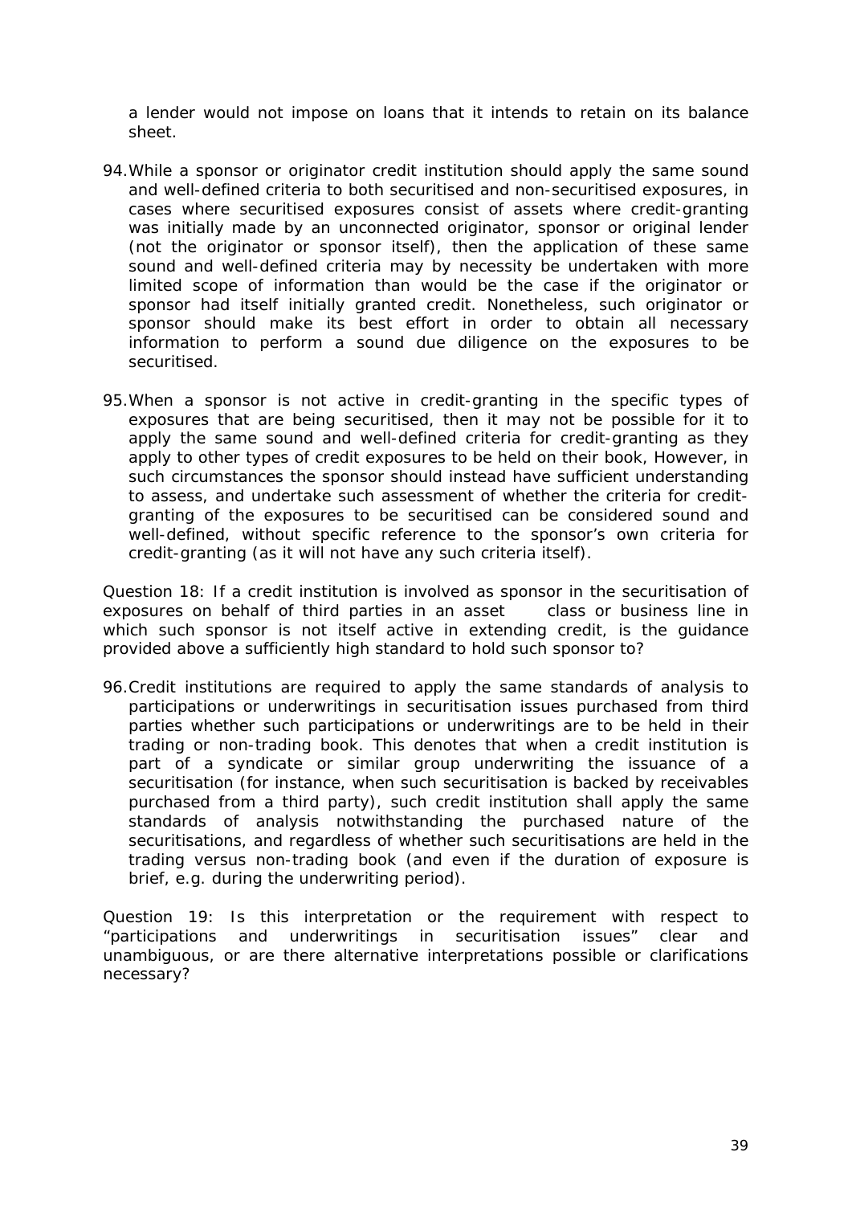a lender would not impose on loans that it intends to retain on its balance sheet.

94. While a sponsor or originator credit institution should apply the same sound and well-defined criteria to both securitised and non-securitised exposures, in cases where securitised exposures consist of assets where credit-granting was initially made by an unconnected originator, sponsor or original lender (not the originator or sponsor itself), then the application of these same sound and well-defined criteria may by necessity be undertaken with more limited scope of information than would be the case if the originator or sponsor had itself initially granted credit. Nonetheless, such originator or sponsor should make its best effort in order to obtain all necessary information to perform a sound due diligence on the exposures to be securitised.

95. When a sponsor is not active in credit-granting in the specific types of exposures that are being securitised, then it may not be possible for it to apply the same sound and well-defined criteria for credit-granting as they apply to other types of credit exposures to be held on their book, However, in such circumstances the sponsor should instead have sufficient understanding to assess, and undertake such assessment of whether the criteria for credit-granting of the exposures to be securitised can be considered sound and well-defined, without specific reference to the sponsor's own criteria for credit-granting (as it will not have any such criteria itself).

Question 18: If a credit institution is involved as sponsor in the securitisation of exposures on behalf of third parties in an asset class or business line in which such sponsor is not itself active in extending credit, is the guidance provided above a sufficiently high standard to hold such sponsor to?

96. Credit institutions are required to apply the same standards of analysis to participations or underwritings in securitisation issues purchased from third parties whether such participations or underwritings are to be held in their trading or non-trading book. This denotes that when a credit institution is part of a syndicate or similar group underwriting the issuance of a securitisation (for instance, when such securitisation is backed by receivables purchased from a third party), such credit institution shall apply the same standards of analysis notwithstanding the purchased nature of the securitisations, and regardless of whether such securitisations are held in the trading versus non-trading book (and even if the duration of exposure is brief, e.g. during the underwriting period).

Question 19: Is this interpretation or the requirement with respect to "participations and underwritings in securitisation issues" clear and unambiguous, or are there alternative interpretations possible or clarifications necessary?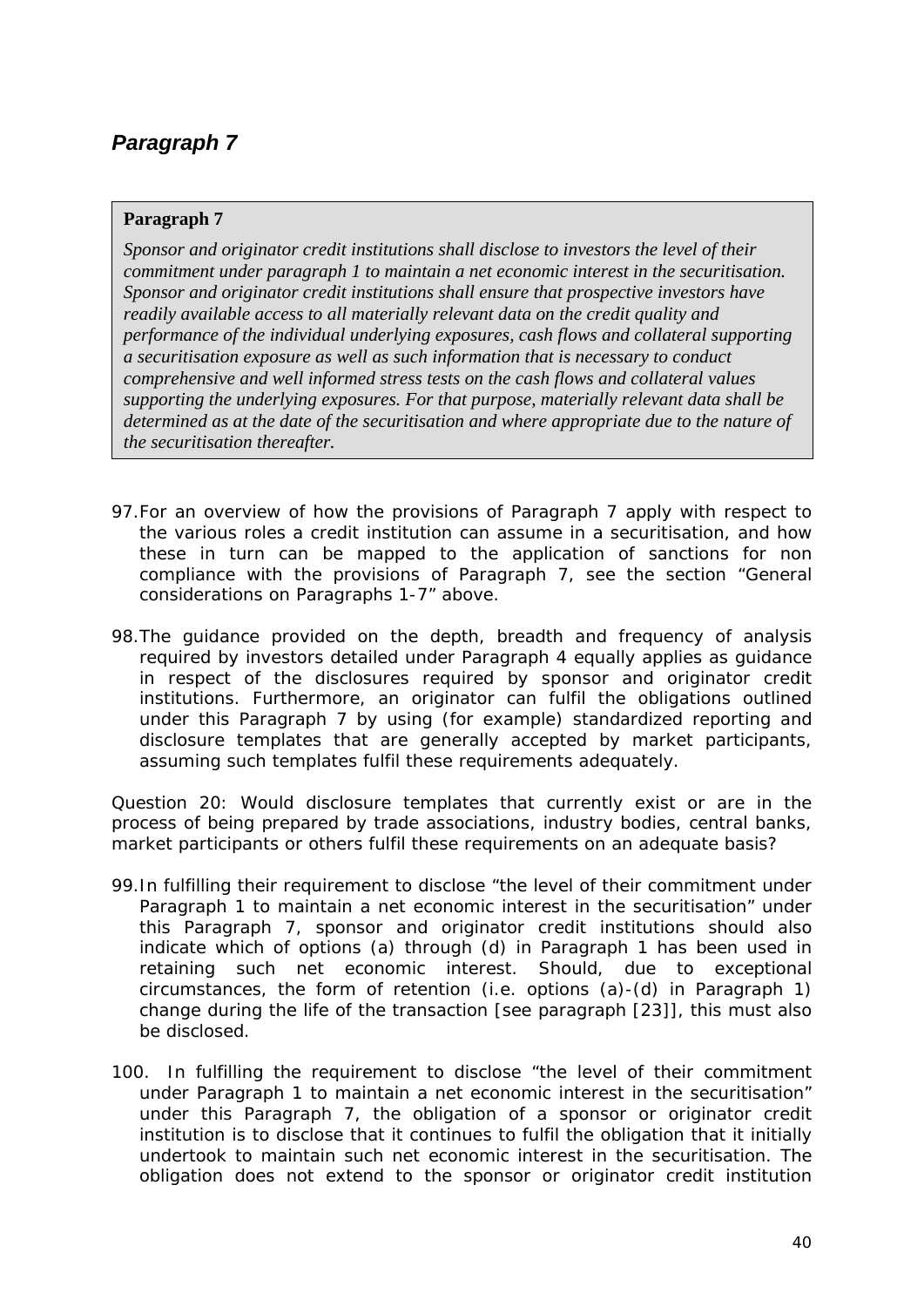## *Paragraph 7*

> **Paragraph 7**
>
> *Sponsor and originator credit institutions shall disclose to investors the level of their commitment under paragraph 1 to maintain a net economic interest in the securitisation. Sponsor and originator credit institutions shall ensure that prospective investors have readily available access to all materially relevant data on the credit quality and performance of the individual underlying exposures, cash flows and collateral supporting a securitisation exposure as well as such information that is necessary to conduct comprehensive and well informed stress tests on the cash flows and collateral values supporting the underlying exposures. For that purpose, materially relevant data shall be determined as at the date of the securitisation and where appropriate due to the nature of the securitisation thereafter.*

97. For an overview of how the provisions of Paragraph 7 apply with respect to the various roles a credit institution can assume in a securitisation, and how these in turn can be mapped to the application of sanctions for non compliance with the provisions of Paragraph 7, see the section "General considerations on Paragraphs 1-7" above.

98. The guidance provided on the depth, breadth and frequency of analysis required by investors detailed under Paragraph 4 equally applies as guidance in respect of the disclosures required by sponsor and originator credit institutions. Furthermore, an originator can fulfil the obligations outlined under this Paragraph 7 by using (for example) standardized reporting and disclosure templates that are generally accepted by market participants, assuming such templates fulfil these requirements adequately.

Question 20: Would disclosure templates that currently exist or are in the process of being prepared by trade associations, industry bodies, central banks, market participants or others fulfil these requirements on an adequate basis?

99. In fulfilling their requirement to disclose "the level of their commitment under Paragraph 1 to maintain a net economic interest in the securitisation" under this Paragraph 7, sponsor and originator credit institutions should also indicate which of options (a) through (d) in Paragraph 1 has been used in retaining such net economic interest. Should, due to exceptional circumstances, the form of retention (i.e. options (a)-(d) in Paragraph 1) change during the life of the transaction [see paragraph [23]], this must also be disclosed.

100. In fulfilling the requirement to disclose "the level of their commitment under Paragraph 1 to maintain a net economic interest in the securitisation" under this Paragraph 7, the obligation of a sponsor or originator credit institution is to disclose that it continues to fulfil the obligation that it initially undertook to maintain such net economic interest in the securitisation. The obligation does not extend to the sponsor or originator credit institution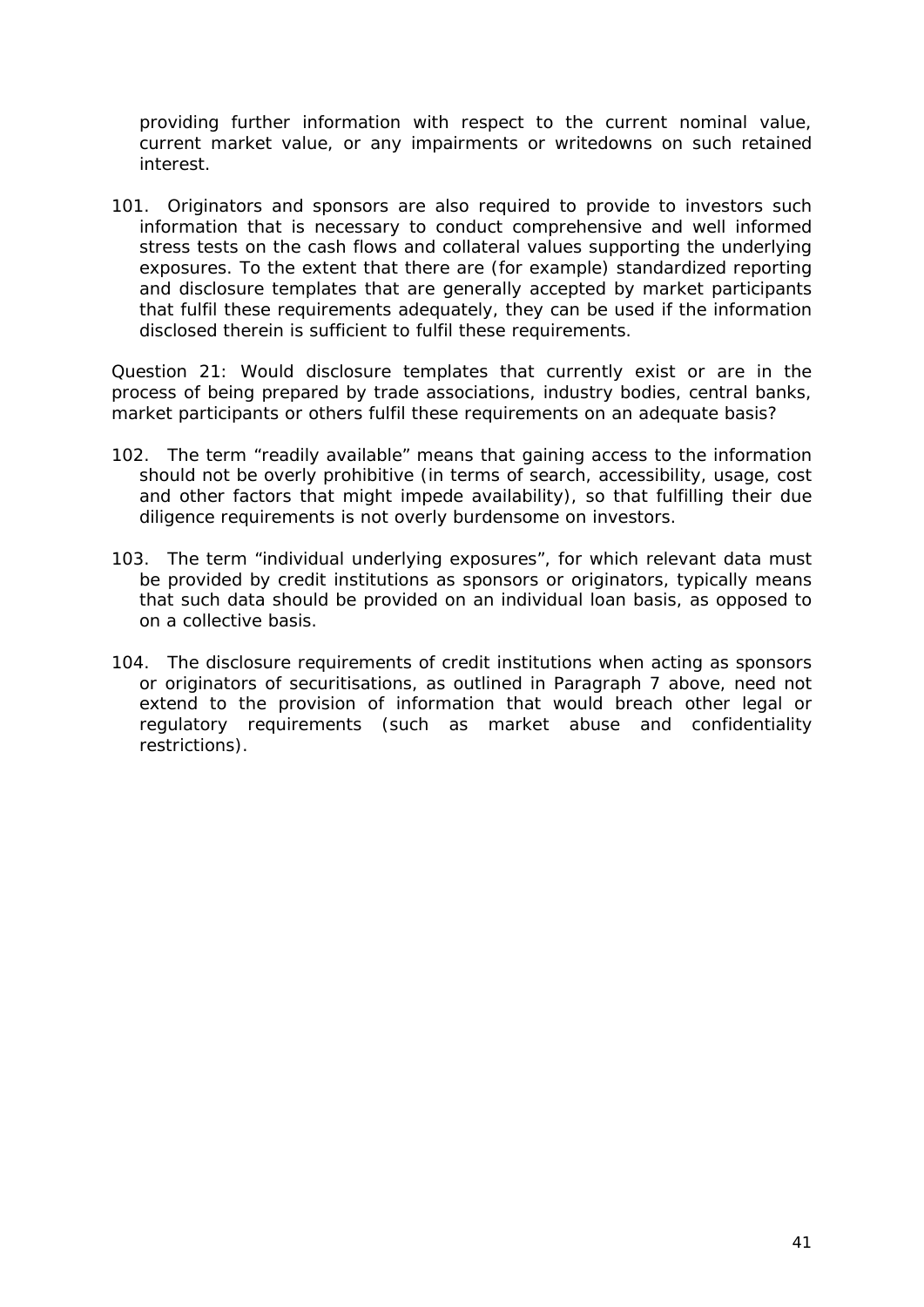providing further information with respect to the current nominal value, current market value, or any impairments or writedowns on such retained interest.

101. Originators and sponsors are also required to provide to investors such information that is necessary to conduct comprehensive and well informed stress tests on the cash flows and collateral values supporting the underlying exposures. To the extent that there are (for example) standardized reporting and disclosure templates that are generally accepted by market participants that fulfil these requirements adequately, they can be used if the information disclosed therein is sufficient to fulfil these requirements.

Question 21: Would disclosure templates that currently exist or are in the process of being prepared by trade associations, industry bodies, central banks, market participants or others fulfil these requirements on an adequate basis?

102. The term "readily available" means that gaining access to the information should not be overly prohibitive (in terms of search, accessibility, usage, cost and other factors that might impede availability), so that fulfilling their due diligence requirements is not overly burdensome on investors.

103. The term "individual underlying exposures", for which relevant data must be provided by credit institutions as sponsors or originators, typically means that such data should be provided on an individual loan basis, as opposed to on a collective basis.

104. The disclosure requirements of credit institutions when acting as sponsors or originators of securitisations, as outlined in Paragraph 7 above, need not extend to the provision of information that would breach other legal or regulatory requirements (such as market abuse and confidentiality restrictions).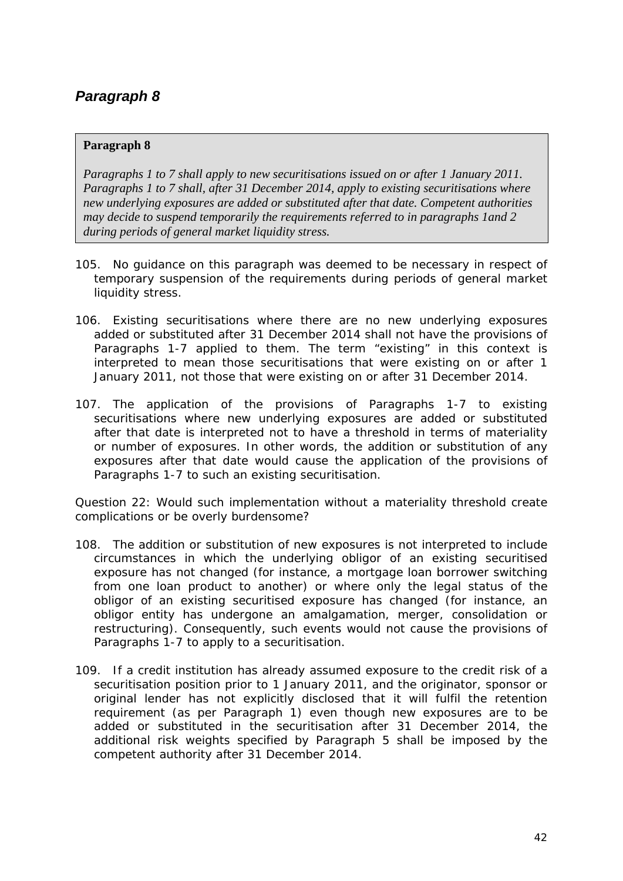## *Paragraph 8*

> **Paragraph 8**
>
> *Paragraphs 1 to 7 shall apply to new securitisations issued on or after 1 January 2011. Paragraphs 1 to 7 shall, after 31 December 2014, apply to existing securitisations where new underlying exposures are added or substituted after that date. Competent authorities may decide to suspend temporarily the requirements referred to in paragraphs 1and 2 during periods of general market liquidity stress.*

105. No guidance on this paragraph was deemed to be necessary in respect of temporary suspension of the requirements during periods of general market liquidity stress.

106. Existing securitisations where there are no new underlying exposures added or substituted after 31 December 2014 shall not have the provisions of Paragraphs 1-7 applied to them. The term "existing" in this context is interpreted to mean those securitisations that were existing on or after 1 January 2011, not those that were existing on or after 31 December 2014.

107. The application of the provisions of Paragraphs 1-7 to existing securitisations where new underlying exposures are added or substituted after that date is interpreted not to have a threshold in terms of materiality or number of exposures. In other words, the addition or substitution of any exposures after that date would cause the application of the provisions of Paragraphs 1-7 to such an existing securitisation.

Question 22: Would such implementation without a materiality threshold create complications or be overly burdensome?

108. The addition or substitution of new exposures is not interpreted to include circumstances in which the underlying obligor of an existing securitised exposure has not changed (for instance, a mortgage loan borrower switching from one loan product to another) or where only the legal status of the obligor of an existing securitised exposure has changed (for instance, an obligor entity has undergone an amalgamation, merger, consolidation or restructuring). Consequently, such events would not cause the provisions of Paragraphs 1-7 to apply to a securitisation.

109. If a credit institution has already assumed exposure to the credit risk of a securitisation position prior to 1 January 2011, and the originator, sponsor or original lender has not explicitly disclosed that it will fulfil the retention requirement (as per Paragraph 1) even though new exposures are to be added or substituted in the securitisation after 31 December 2014, the additional risk weights specified by Paragraph 5 shall be imposed by the competent authority after 31 December 2014.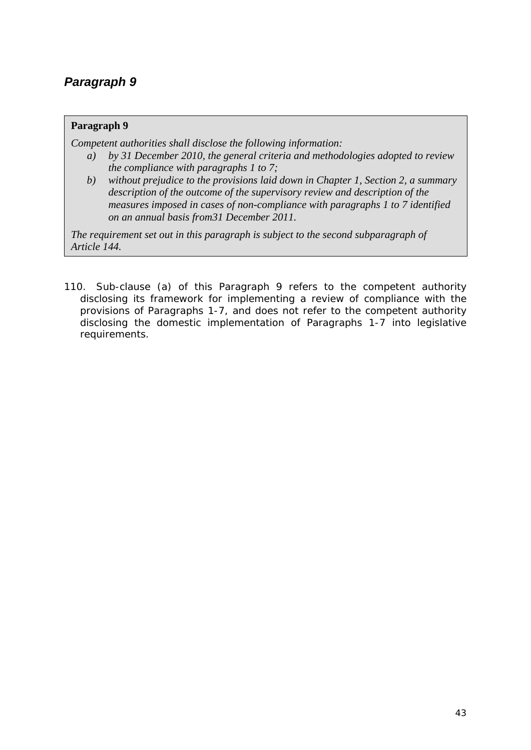## *Paragraph 9*

> **Paragraph 9**
>
> *Competent authorities shall disclose the following information:*
>
> *a) by 31 December 2010, the general criteria and methodologies adopted to review the compliance with paragraphs 1 to 7;*
>
> *b) without prejudice to the provisions laid down in Chapter 1, Section 2, a summary description of the outcome of the supervisory review and description of the measures imposed in cases of non-compliance with paragraphs 1 to 7 identified on an annual basis from31 December 2011.*
>
> *The requirement set out in this paragraph is subject to the second subparagraph of Article 144.*

110. Sub-clause (a) of this Paragraph 9 refers to the competent authority disclosing its framework for implementing a review of compliance with the provisions of Paragraphs 1-7, and does not refer to the competent authority disclosing the domestic implementation of Paragraphs 1-7 into legislative requirements.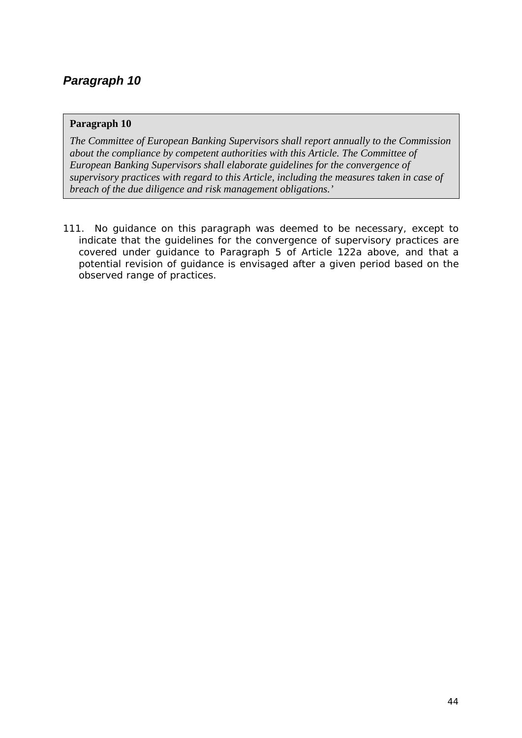## *Paragraph 10*

> **Paragraph 10**
>
> *The Committee of European Banking Supervisors shall report annually to the Commission about the compliance by competent authorities with this Article. The Committee of European Banking Supervisors shall elaborate guidelines for the convergence of supervisory practices with regard to this Article, including the measures taken in case of breach of the due diligence and risk management obligations.'*

111. No guidance on this paragraph was deemed to be necessary, except to indicate that the guidelines for the convergence of supervisory practices are covered under guidance to Paragraph 5 of Article 122a above, and that a potential revision of guidance is envisaged after a given period based on the observed range of practices.